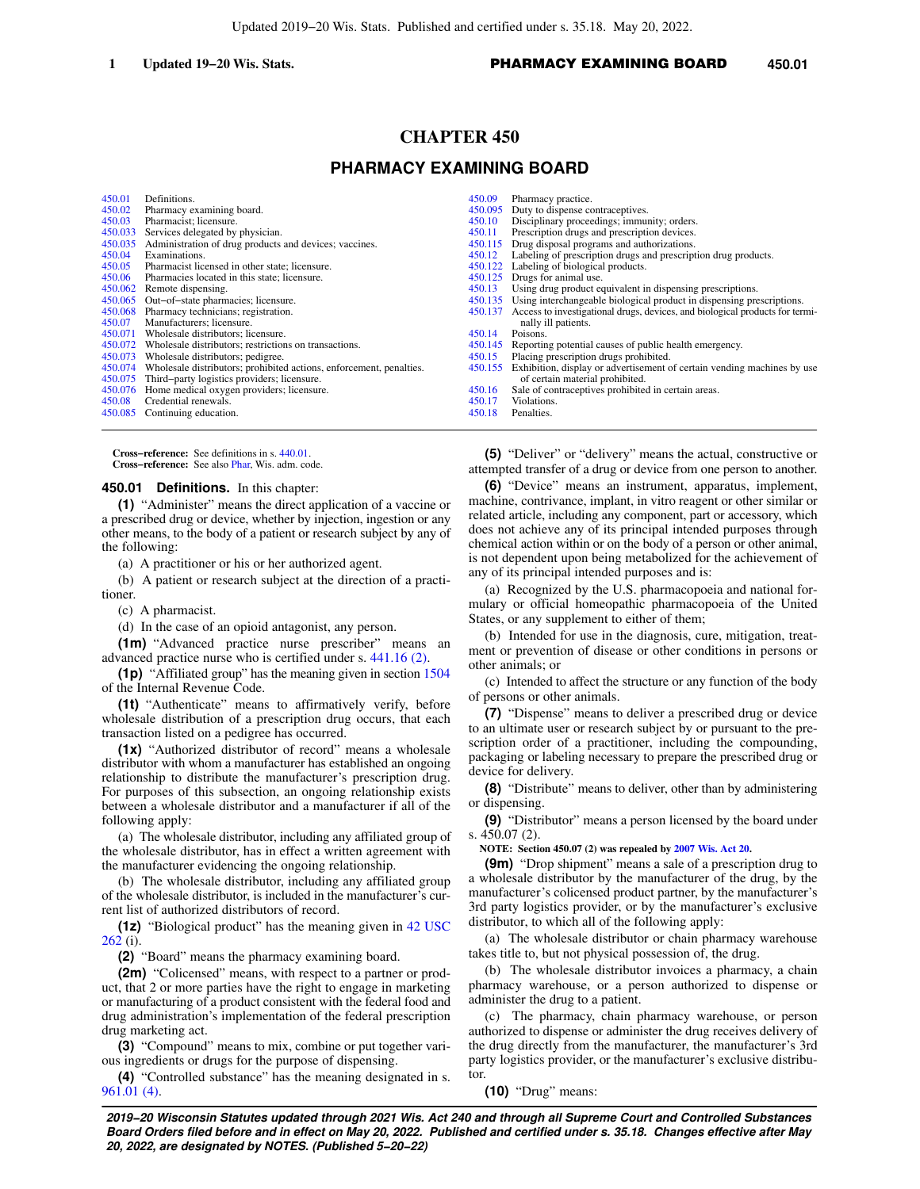# CHAPTER 450

## PHARMACY EXAMINING BOARD

| | | | |
|---|---|---|---|
| 450.01 | Definitions. | 450.09 | Pharmacy practice. |
| 450.02 | Pharmacy examining board. | 450.095 | Duty to dispense contraceptives. |
| 450.03 | Pharmacist; licensure. | 450.10 | Disciplinary proceedings; immunity; orders. |
| 450.033 | Services delegated by physician. | 450.11 | Prescription drugs and prescription devices. |
| 450.035 | Administration of drug products and devices; vaccines. | 450.115 | Drug disposal programs and authorizations. |
| 450.04 | Examinations. | 450.12 | Labeling of prescription drugs and prescription drug products. |
| 450.05 | Pharmacist licensed in other state; licensure. | 450.122 | Labeling of biological products. |
| 450.06 | Pharmacies located in this state; licensure. | 450.125 | Drugs for animal use. |
| 450.062 | Remote dispensing. | 450.13 | Using drug product equivalent in dispensing prescriptions. |
| 450.065 | Out-of-state pharmacies; licensure. | 450.135 | Using interchangeable biological product in dispensing prescriptions. |
| 450.068 | Pharmacy technicians; registration. | 450.137 | Access to investigational drugs, devices, and biological products for terminally ill patients. |
| 450.07 | Manufacturers; licensure. | 450.14 | Poisons. |
| 450.071 | Wholesale distributors; licensure. | 450.145 | Reporting potential causes of public health emergency. |
| 450.072 | Wholesale distributors; restrictions on transactions. | 450.15 | Placing prescription drugs prohibited. |
| 450.073 | Wholesale distributors; pedigree. | 450.155 | Exhibition, display or advertisement of certain vending machines by use of certain material prohibited. |
| 450.074 | Wholesale distributors; prohibited actions, enforcement, penalties. | 450.16 | Sale of contraceptives prohibited in certain areas. |
| 450.075 | Third-party logistics providers; licensure. | 450.17 | Violations. |
| 450.076 | Home medical oxygen providers; licensure. | 450.18 | Penalties. |
| 450.08 | Credential renewals. | | |
| 450.085 | Continuing education. | | |

**Cross-reference:** See definitions in s. 440.01.
**Cross-reference:** See also Phar, Wis. adm. code.

**450.01 Definitions.** In this chapter:

**(1)** "Administer" means the direct application of a vaccine or a prescribed drug or device, whether by injection, ingestion or any other means, to the body of a patient or research subject by any of the following:

(a) A practitioner or his or her authorized agent.

(b) A patient or research subject at the direction of a practitioner.

(c) A pharmacist.

(d) In the case of an opioid antagonist, any person.

**(1m)** "Advanced practice nurse prescriber" means an advanced practice nurse who is certified under s. 441.16 (2).

**(1p)** "Affiliated group" has the meaning given in section 1504 of the Internal Revenue Code.

**(1t)** "Authenticate" means to affirmatively verify, before wholesale distribution of a prescription drug occurs, that each transaction listed on a pedigree has occurred.

**(1x)** "Authorized distributor of record" means a wholesale distributor with whom a manufacturer has established an ongoing relationship to distribute the manufacturer's prescription drug. For purposes of this subsection, an ongoing relationship exists between a wholesale distributor and a manufacturer if all of the following apply:

(a) The wholesale distributor, including any affiliated group of the wholesale distributor, has in effect a written agreement with the manufacturer evidencing the ongoing relationship.

(b) The wholesale distributor, including any affiliated group of the wholesale distributor, is included in the manufacturer's current list of authorized distributors of record.

**(1z)** "Biological product" has the meaning given in 42 USC 262 (i).

**(2)** "Board" means the pharmacy examining board.

**(2m)** "Colicensed" means, with respect to a partner or product, that 2 or more parties have the right to engage in marketing or manufacturing of a product consistent with the federal food and drug administration's implementation of the federal prescription drug marketing act.

**(3)** "Compound" means to mix, combine or put together various ingredients or drugs for the purpose of dispensing.

**(4)** "Controlled substance" has the meaning designated in s. 961.01 (4).

**(5)** "Deliver" or "delivery" means the actual, constructive or attempted transfer of a drug or device from one person to another.

**(6)** "Device" means an instrument, apparatus, implement, machine, contrivance, implant, in vitro reagent or other similar or related article, including any component, part or accessory, which does not achieve any of its principal intended purposes through chemical action within or on the body of a person or other animal, is not dependent upon being metabolized for the achievement of any of its principal intended purposes and is:

(a) Recognized by the U.S. pharmacopoeia and national formulary or official homeopathic pharmacopoeia of the United States, or any supplement to either of them;

(b) Intended for use in the diagnosis, cure, mitigation, treatment or prevention of disease or other conditions in persons or other animals; or

(c) Intended to affect the structure or any function of the body of persons or other animals.

**(7)** "Dispense" means to deliver a prescribed drug or device to an ultimate user or research subject by or pursuant to the prescription order of a practitioner, including the compounding, packaging or labeling necessary to prepare the prescribed drug or device for delivery.

**(8)** "Distribute" means to deliver, other than by administering or dispensing.

**(9)** "Distributor" means a person licensed by the board under s. 450.07 (2).

**NOTE: Section 450.07 (2) was repealed by 2007 Wis. Act 20.**

**(9m)** "Drop shipment" means a sale of a prescription drug to a wholesale distributor by the manufacturer of the drug, by the manufacturer's colicensed product partner, by the manufacturer's 3rd party logistics provider, or by the manufacturer's exclusive distributor, to which all of the following apply:

(a) The wholesale distributor or chain pharmacy warehouse takes title to, but not physical possession of, the drug.

(b) The wholesale distributor invoices a pharmacy, a chain pharmacy warehouse, or a person authorized to dispense or administer the drug to a patient.

(c) The pharmacy, chain pharmacy warehouse, or person authorized to dispense or administer the drug receives delivery of the drug directly from the manufacturer, the manufacturer's 3rd party logistics provider, or the manufacturer's exclusive distributor.

**(10)** "Drug" means: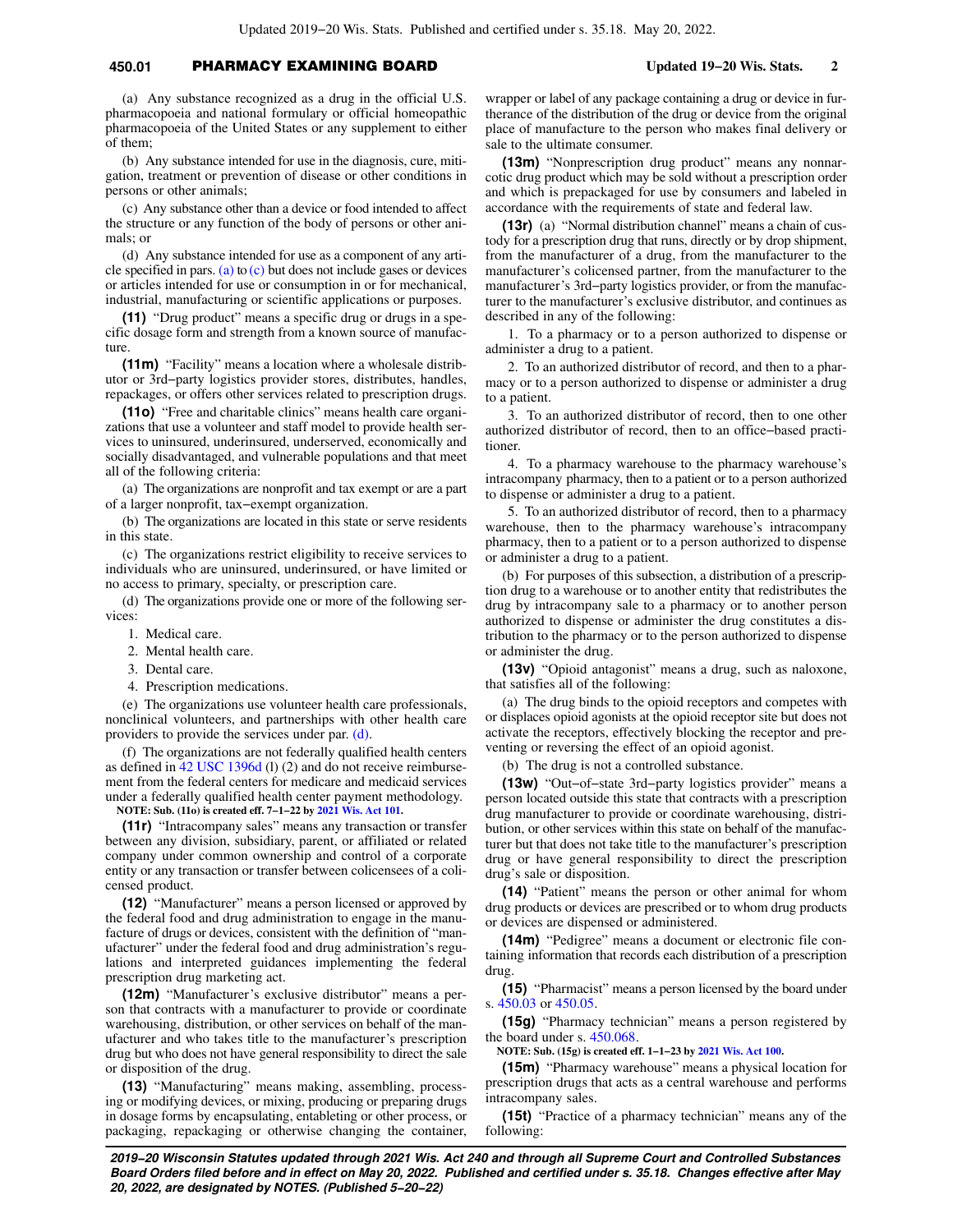(a) Any substance recognized as a drug in the official U.S. pharmacopoeia and national formulary or official homeopathic pharmacopoeia of the United States or any supplement to either of them;

(b) Any substance intended for use in the diagnosis, cure, mitigation, treatment or prevention of disease or other conditions in persons or other animals;

(c) Any substance other than a device or food intended to affect the structure or any function of the body of persons or other animals; or

(d) Any substance intended for use as a component of any article specified in pars. (a) to (c) but does not include gases or devices or articles intended for use or consumption in or for mechanical, industrial, manufacturing or scientific applications or purposes.

**(11)** "Drug product" means a specific drug or drugs in a specific dosage form and strength from a known source of manufacture.

**(11m)** "Facility" means a location where a wholesale distributor or 3rd−party logistics provider stores, distributes, handles, repackages, or offers other services related to prescription drugs.

**(11o)** "Free and charitable clinics" means health care organizations that use a volunteer and staff model to provide health services to uninsured, underinsured, underserved, economically and socially disadvantaged, and vulnerable populations and that meet all of the following criteria:

(a) The organizations are nonprofit and tax exempt or are a part of a larger nonprofit, tax−exempt organization.

(b) The organizations are located in this state or serve residents in this state.

(c) The organizations restrict eligibility to receive services to individuals who are uninsured, underinsured, or have limited or no access to primary, specialty, or prescription care.

(d) The organizations provide one or more of the following services:

1. Medical care.

2. Mental health care.

3. Dental care.

4. Prescription medications.

(e) The organizations use volunteer health care professionals, nonclinical volunteers, and partnerships with other health care providers to provide the services under par. (d).

(f) The organizations are not federally qualified health centers as defined in 42 USC 1396d (l) (2) and do not receive reimbursement from the federal centers for medicare and medicaid services under a federally qualified health center payment methodology.

**NOTE: Sub. (11o) is created eff. 7−1−22 by 2021 Wis. Act 101.**

**(11r)** "Intracompany sales" means any transaction or transfer between any division, subsidiary, parent, or affiliated or related company under common ownership and control of a corporate entity or any transaction or transfer between colicensees of a colicensed product.

**(12)** "Manufacturer" means a person licensed or approved by the federal food and drug administration to engage in the manufacture of drugs or devices, consistent with the definition of "manufacturer" under the federal food and drug administration's regulations and interpreted guidances implementing the federal prescription drug marketing act.

**(12m)** "Manufacturer's exclusive distributor" means a person that contracts with a manufacturer to provide or coordinate warehousing, distribution, or other services on behalf of the manufacturer and who takes title to the manufacturer's prescription drug but who does not have general responsibility to direct the sale or disposition of the drug.

**(13)** "Manufacturing" means making, assembling, processing or modifying devices, or mixing, producing or preparing drugs in dosage forms by encapsulating, entableting or other process, or packaging, repackaging or otherwise changing the container, wrapper or label of any package containing a drug or device in furtherance of the distribution of the drug or device from the original place of manufacture to the person who makes final delivery or sale to the ultimate consumer.

**(13m)** "Nonprescription drug product" means any nonnarcotic drug product which may be sold without a prescription order and which is prepackaged for use by consumers and labeled in accordance with the requirements of state and federal law.

**(13r)** (a) "Normal distribution channel" means a chain of custody for a prescription drug that runs, directly or by drop shipment, from the manufacturer of a drug, from the manufacturer to the manufacturer's colicensed partner, from the manufacturer to the manufacturer's 3rd−party logistics provider, or from the manufacturer to the manufacturer's exclusive distributor, and continues as described in any of the following:

1. To a pharmacy or to a person authorized to dispense or administer a drug to a patient.

2. To an authorized distributor of record, and then to a pharmacy or to a person authorized to dispense or administer a drug to a patient.

3. To an authorized distributor of record, then to one other authorized distributor of record, then to an office−based practitioner.

4. To a pharmacy warehouse to the pharmacy warehouse's intracompany pharmacy, then to a patient or to a person authorized to dispense or administer a drug to a patient.

5. To an authorized distributor of record, then to a pharmacy warehouse, then to the pharmacy warehouse's intracompany pharmacy, then to a patient or to a person authorized to dispense or administer a drug to a patient.

(b) For purposes of this subsection, a distribution of a prescription drug to a warehouse or to another entity that redistributes the drug by intracompany sale to a pharmacy or to another person authorized to dispense or administer the drug constitutes a distribution to the pharmacy or to the person authorized to dispense or administer the drug.

**(13v)** "Opioid antagonist" means a drug, such as naloxone, that satisfies all of the following:

(a) The drug binds to the opioid receptors and competes with or displaces opioid agonists at the opioid receptor site but does not activate the receptors, effectively blocking the receptor and preventing or reversing the effect of an opioid agonist.

(b) The drug is not a controlled substance.

**(13w)** "Out−of−state 3rd−party logistics provider" means a person located outside this state that contracts with a prescription drug manufacturer to provide or coordinate warehousing, distribution, or other services within this state on behalf of the manufacturer but that does not take title to the manufacturer's prescription drug or have general responsibility to direct the prescription drug's sale or disposition.

**(14)** "Patient" means the person or other animal for whom drug products or devices are prescribed or to whom drug products or devices are dispensed or administered.

**(14m)** "Pedigree" means a document or electronic file containing information that records each distribution of a prescription drug.

**(15)** "Pharmacist" means a person licensed by the board under s. 450.03 or 450.05.

**(15g)** "Pharmacy technician" means a person registered by the board under s. 450.068.

**NOTE: Sub. (15g) is created eff. 1−1−23 by 2021 Wis. Act 100.**

**(15m)** "Pharmacy warehouse" means a physical location for prescription drugs that acts as a central warehouse and performs intracompany sales.

**(15t)** "Practice of a pharmacy technician" means any of the following: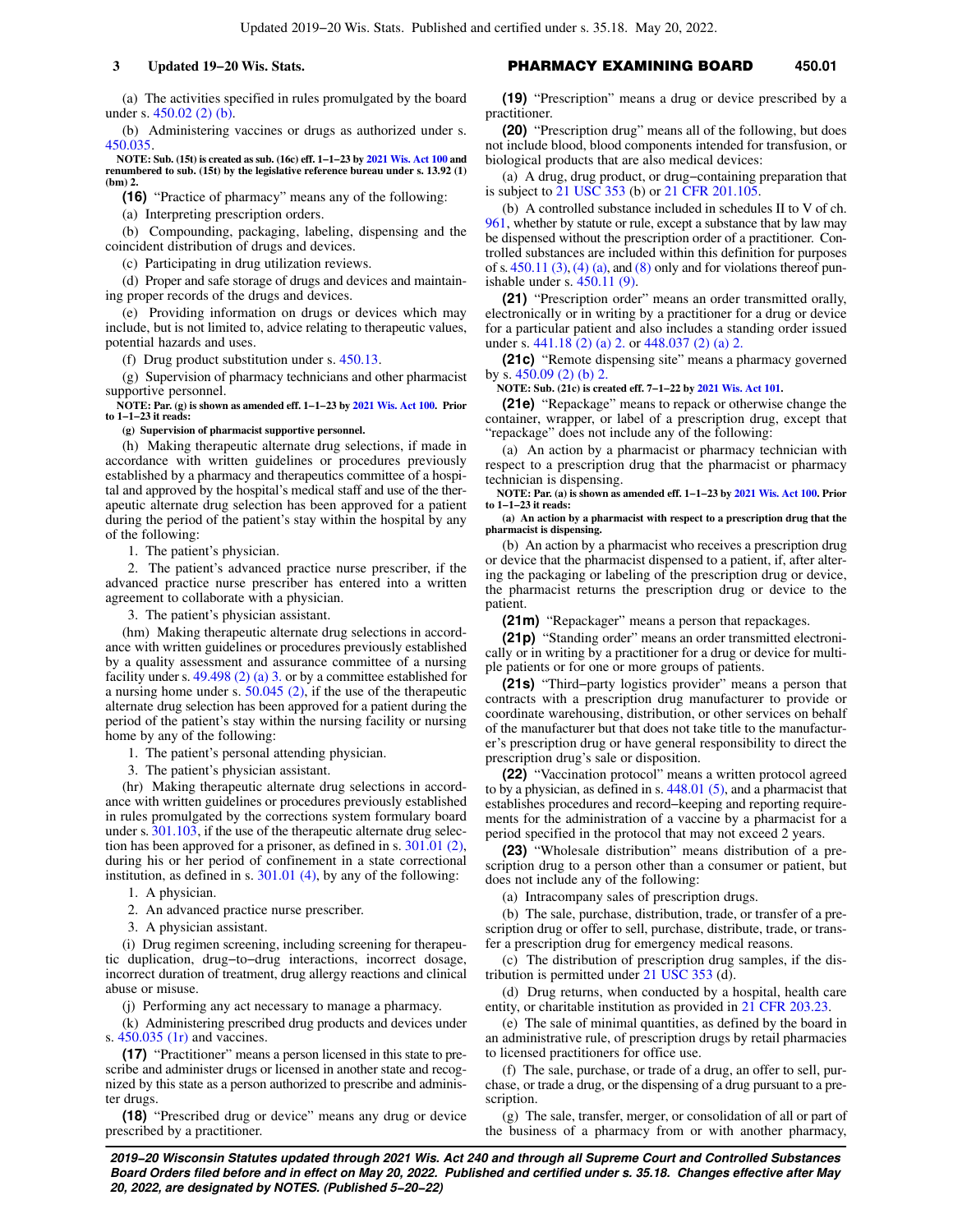(a) The activities specified in rules promulgated by the board under s. 450.02 (2) (b).

(b) Administering vaccines or drugs as authorized under s. 450.035.

**NOTE: Sub. (15t) is created as sub. (16c) eff. 1−1−23 by 2021 Wis. Act 100 and renumbered to sub. (15t) by the legislative reference bureau under s. 13.92 (1) (bm) 2.**

**(16)** "Practice of pharmacy" means any of the following:

(a) Interpreting prescription orders.

(b) Compounding, packaging, labeling, dispensing and the coincident distribution of drugs and devices.

(c) Participating in drug utilization reviews.

(d) Proper and safe storage of drugs and devices and maintaining proper records of the drugs and devices.

(e) Providing information on drugs or devices which may include, but is not limited to, advice relating to therapeutic values, potential hazards and uses.

(f) Drug product substitution under s. 450.13.

(g) Supervision of pharmacy technicians and other pharmacist supportive personnel.

**NOTE: Par. (g) is shown as amended eff. 1−1−23 by 2021 Wis. Act 100. Prior to 1−1−23 it reads:**

**(g) Supervision of pharmacist supportive personnel.**

(h) Making therapeutic alternate drug selections, if made in accordance with written guidelines or procedures previously established by a pharmacy and therapeutics committee of a hospital and approved by the hospital's medical staff and use of the therapeutic alternate drug selection has been approved for a patient during the period of the patient's stay within the hospital by any of the following:

1. The patient's physician.

2. The patient's advanced practice nurse prescriber, if the advanced practice nurse prescriber has entered into a written agreement to collaborate with a physician.

3. The patient's physician assistant.

(hm) Making therapeutic alternate drug selections in accordance with written guidelines or procedures previously established by a quality assessment and assurance committee of a nursing facility under s. 49.498 (2) (a) 3. or by a committee established for a nursing home under s. 50.045 (2), if the use of the therapeutic alternate drug selection has been approved for a patient during the period of the patient's stay within the nursing facility or nursing home by any of the following:

1. The patient's personal attending physician.

3. The patient's physician assistant.

(hr) Making therapeutic alternate drug selections in accordance with written guidelines or procedures previously established in rules promulgated by the corrections system formulary board under s. 301.103, if the use of the therapeutic alternate drug selection has been approved for a prisoner, as defined in s. 301.01 (2), during his or her period of confinement in a state correctional institution, as defined in s. 301.01 (4), by any of the following:

1. A physician.

2. An advanced practice nurse prescriber.

3. A physician assistant.

(i) Drug regimen screening, including screening for therapeutic duplication, drug−to−drug interactions, incorrect dosage, incorrect duration of treatment, drug allergy reactions and clinical abuse or misuse.

(j) Performing any act necessary to manage a pharmacy.

(k) Administering prescribed drug products and devices under s. 450.035 (1r) and vaccines.

**(17)** "Practitioner" means a person licensed in this state to prescribe and administer drugs or licensed in another state and recognized by this state as a person authorized to prescribe and administer drugs.

**(18)** "Prescribed drug or device" means any drug or device prescribed by a practitioner.

**(19)** "Prescription" means a drug or device prescribed by a practitioner.

**(20)** "Prescription drug" means all of the following, but does not include blood, blood components intended for transfusion, or biological products that are also medical devices:

(a) A drug, drug product, or drug−containing preparation that is subject to 21 USC 353 (b) or 21 CFR 201.105.

(b) A controlled substance included in schedules II to V of ch. 961, whether by statute or rule, except a substance that by law may be dispensed without the prescription order of a practitioner. Controlled substances are included within this definition for purposes of s. 450.11 (3), (4) (a), and (8) only and for violations thereof punishable under s. 450.11 (9).

**(21)** "Prescription order" means an order transmitted orally, electronically or in writing by a practitioner for a drug or device for a particular patient and also includes a standing order issued under s. 441.18 (2) (a) 2. or 448.037 (2) (a) 2.

**(21c)** "Remote dispensing site" means a pharmacy governed by s. 450.09 (2) (b) 2.

**NOTE: Sub. (21c) is created eff. 7−1−22 by 2021 Wis. Act 101.**

**(21e)** "Repackage" means to repack or otherwise change the container, wrapper, or label of a prescription drug, except that "repackage" does not include any of the following:

(a) An action by a pharmacist or pharmacy technician with respect to a prescription drug that the pharmacist or pharmacy technician is dispensing.

**NOTE: Par. (a) is shown as amended eff. 1−1−23 by 2021 Wis. Act 100. Prior to 1−1−23 it reads:**

**(a) An action by a pharmacist with respect to a prescription drug that the pharmacist is dispensing.**

(b) An action by a pharmacist who receives a prescription drug or device that the pharmacist dispensed to a patient, if, after altering the packaging or labeling of the prescription drug or device, the pharmacist returns the prescription drug or device to the patient.

**(21m)** "Repackager" means a person that repackages.

**(21p)** "Standing order" means an order transmitted electronically or in writing by a practitioner for a drug or device for multiple patients or for one or more groups of patients.

**(21s)** "Third−party logistics provider" means a person that contracts with a prescription drug manufacturer to provide or coordinate warehousing, distribution, or other services on behalf of the manufacturer but that does not take title to the manufacturer's prescription drug or have general responsibility to direct the prescription drug's sale or disposition.

**(22)** "Vaccination protocol" means a written protocol agreed to by a physician, as defined in s. 448.01 (5), and a pharmacist that establishes procedures and record−keeping and reporting requirements for the administration of a vaccine by a pharmacist for a period specified in the protocol that may not exceed 2 years.

**(23)** "Wholesale distribution" means distribution of a prescription drug to a person other than a consumer or patient, but does not include any of the following:

(a) Intracompany sales of prescription drugs.

(b) The sale, purchase, distribution, trade, or transfer of a prescription drug or offer to sell, purchase, distribute, trade, or transfer a prescription drug for emergency medical reasons.

(c) The distribution of prescription drug samples, if the distribution is permitted under 21 USC 353 (d).

(d) Drug returns, when conducted by a hospital, health care entity, or charitable institution as provided in 21 CFR 203.23.

(e) The sale of minimal quantities, as defined by the board in an administrative rule, of prescription drugs by retail pharmacies to licensed practitioners for office use.

(f) The sale, purchase, or trade of a drug, an offer to sell, purchase, or trade a drug, or the dispensing of a drug pursuant to a prescription.

(g) The sale, transfer, merger, or consolidation of all or part of the business of a pharmacy from or with another pharmacy,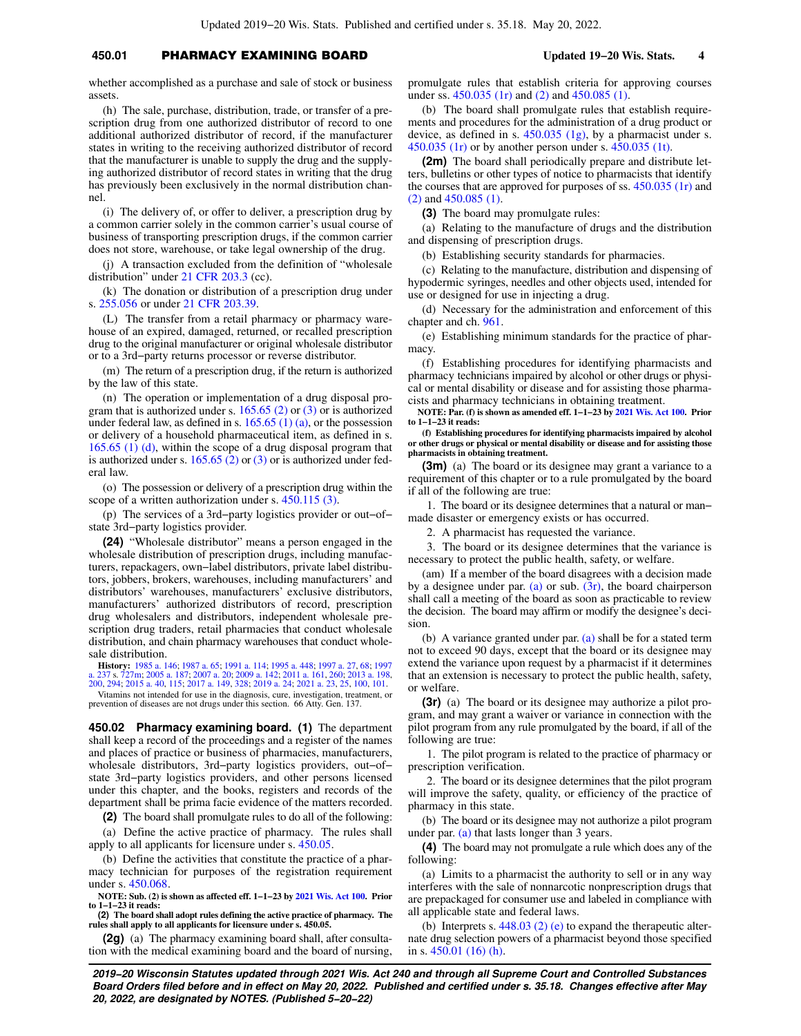whether accomplished as a purchase and sale of stock or business assets.

(h) The sale, purchase, distribution, trade, or transfer of a prescription drug from one authorized distributor of record to one additional authorized distributor of record, if the manufacturer states in writing to the receiving authorized distributor of record that the manufacturer is unable to supply the drug and the supplying authorized distributor of record states in writing that the drug has previously been exclusively in the normal distribution channel.

(i) The delivery of, or offer to deliver, a prescription drug by a common carrier solely in the common carrier's usual course of business of transporting prescription drugs, if the common carrier does not store, warehouse, or take legal ownership of the drug.

(j) A transaction excluded from the definition of "wholesale distribution" under 21 CFR 203.3 (cc).

(k) The donation or distribution of a prescription drug under s. 255.056 or under 21 CFR 203.39.

(L) The transfer from a retail pharmacy or pharmacy warehouse of an expired, damaged, returned, or recalled prescription drug to the original manufacturer or original wholesale distributor or to a 3rd-party returns processor or reverse distributor.

(m) The return of a prescription drug, if the return is authorized by the law of this state.

(n) The operation or implementation of a drug disposal program that is authorized under s. 165.65 (2) or (3) or is authorized under federal law, as defined in s. 165.65 (1) (a), or the possession or delivery of a household pharmaceutical item, as defined in s. 165.65 (1) (d), within the scope of a drug disposal program that is authorized under s. 165.65 (2) or (3) or is authorized under federal law.

(o) The possession or delivery of a prescription drug within the scope of a written authorization under s. 450.115 (3).

(p) The services of a 3rd-party logistics provider or out-of-state 3rd-party logistics provider.

**(24)** "Wholesale distributor" means a person engaged in the wholesale distribution of prescription drugs, including manufacturers, repackagers, own-label distributors, private label distributors, jobbers, brokers, warehouses, including manufacturers' and distributors' warehouses, manufacturers' exclusive distributors, manufacturers' authorized distributors of record, prescription drug wholesalers and distributors, independent wholesale prescription drug traders, retail pharmacies that conduct wholesale distribution, and chain pharmacy warehouses that conduct wholesale distribution.

**History:** 1985 a. 146; 1987 a. 65; 1991 a. 114; 1995 a. 448; 1997 a. 27, 68; 1997 a. 237 s. 727m; 2005 a. 187; 2007 a. 20; 2009 a. 142; 2011 a. 161, 260; 2013 a. 198, 200, 294; 2015 a. 40, 115; 2017 a. 149, 328; 2019 a. 24; 2021 a. 23, 25, 100, 101.

Vitamins not intended for use in the diagnosis, cure, investigation, treatment, or prevention of diseases are not drugs under this section. 66 Atty. Gen. 137.

**450.02 Pharmacy examining board. (1)** The department shall keep a record of the proceedings and a register of the names and places of practice or business of pharmacies, manufacturers, wholesale distributors, 3rd-party logistics providers, out-of-state 3rd-party logistics providers, and other persons licensed under this chapter, and the books, registers and records of the department shall be prima facie evidence of the matters recorded.

**(2)** The board shall promulgate rules to do all of the following:

(a) Define the active practice of pharmacy. The rules shall apply to all applicants for licensure under s. 450.05.

(b) Define the activities that constitute the practice of a pharmacy technician for purposes of the registration requirement under s. 450.068.

**NOTE: Sub. (2) is shown as affected eff. 1-1-23 by 2021 Wis. Act 100. Prior to 1-1-23 it reads:**

**(2) The board shall adopt rules defining the active practice of pharmacy. The rules shall apply to all applicants for licensure under s. 450.05.**

**(2g)** (a) The pharmacy examining board shall, after consultation with the medical examining board and the board of nursing, promulgate rules that establish criteria for approving courses under ss. 450.035 (1r) and (2) and 450.085 (1).

(b) The board shall promulgate rules that establish requirements and procedures for the administration of a drug product or device, as defined in s. 450.035 (1g), by a pharmacist under s. 450.035 (1r) or by another person under s. 450.035 (1t).

**(2m)** The board shall periodically prepare and distribute letters, bulletins or other types of notice to pharmacists that identify the courses that are approved for purposes of ss. 450.035 (1r) and (2) and 450.085 (1).

**(3)** The board may promulgate rules:

(a) Relating to the manufacture of drugs and the distribution and dispensing of prescription drugs.

(b) Establishing security standards for pharmacies.

(c) Relating to the manufacture, distribution and dispensing of hypodermic syringes, needles and other objects used, intended for use or designed for use in injecting a drug.

(d) Necessary for the administration and enforcement of this chapter and ch. 961.

(e) Establishing minimum standards for the practice of pharmacy.

(f) Establishing procedures for identifying pharmacists and pharmacy technicians impaired by alcohol or other drugs or physical or mental disability or disease and for assisting those pharmacists and pharmacy technicians in obtaining treatment.

**NOTE: Par. (f) is shown as amended eff. 1-1-23 by 2021 Wis. Act 100. Prior to 1-1-23 it reads:**

**(f) Establishing procedures for identifying pharmacists impaired by alcohol or other drugs or physical or mental disability or disease and for assisting those pharmacists in obtaining treatment.**

**(3m)** (a) The board or its designee may grant a variance to a requirement of this chapter or to a rule promulgated by the board if all of the following are true:

1. The board or its designee determines that a natural or man-made disaster or emergency exists or has occurred.

2. A pharmacist has requested the variance.

3. The board or its designee determines that the variance is necessary to protect the public health, safety, or welfare.

(am) If a member of the board disagrees with a decision made by a designee under par. (a) or sub. (3r), the board chairperson shall call a meeting of the board as soon as practicable to review the decision. The board may affirm or modify the designee's decision.

(b) A variance granted under par. (a) shall be for a stated term not to exceed 90 days, except that the board or its designee may extend the variance upon request by a pharmacist if it determines that an extension is necessary to protect the public health, safety, or welfare.

**(3r)** (a) The board or its designee may authorize a pilot program, and may grant a waiver or variance in connection with the pilot program from any rule promulgated by the board, if all of the following are true:

1. The pilot program is related to the practice of pharmacy or prescription verification.

2. The board or its designee determines that the pilot program will improve the safety, quality, or efficiency of the practice of pharmacy in this state.

(b) The board or its designee may not authorize a pilot program under par. (a) that lasts longer than 3 years.

**(4)** The board may not promulgate a rule which does any of the following:

(a) Limits to a pharmacist the authority to sell or in any way interferes with the sale of nonnarcotic nonprescription drugs that are prepackaged for consumer use and labeled in compliance with all applicable state and federal laws.

(b) Interprets s. 448.03 (2) (e) to expand the therapeutic alternate drug selection powers of a pharmacist beyond those specified in s. 450.01 (16) (h).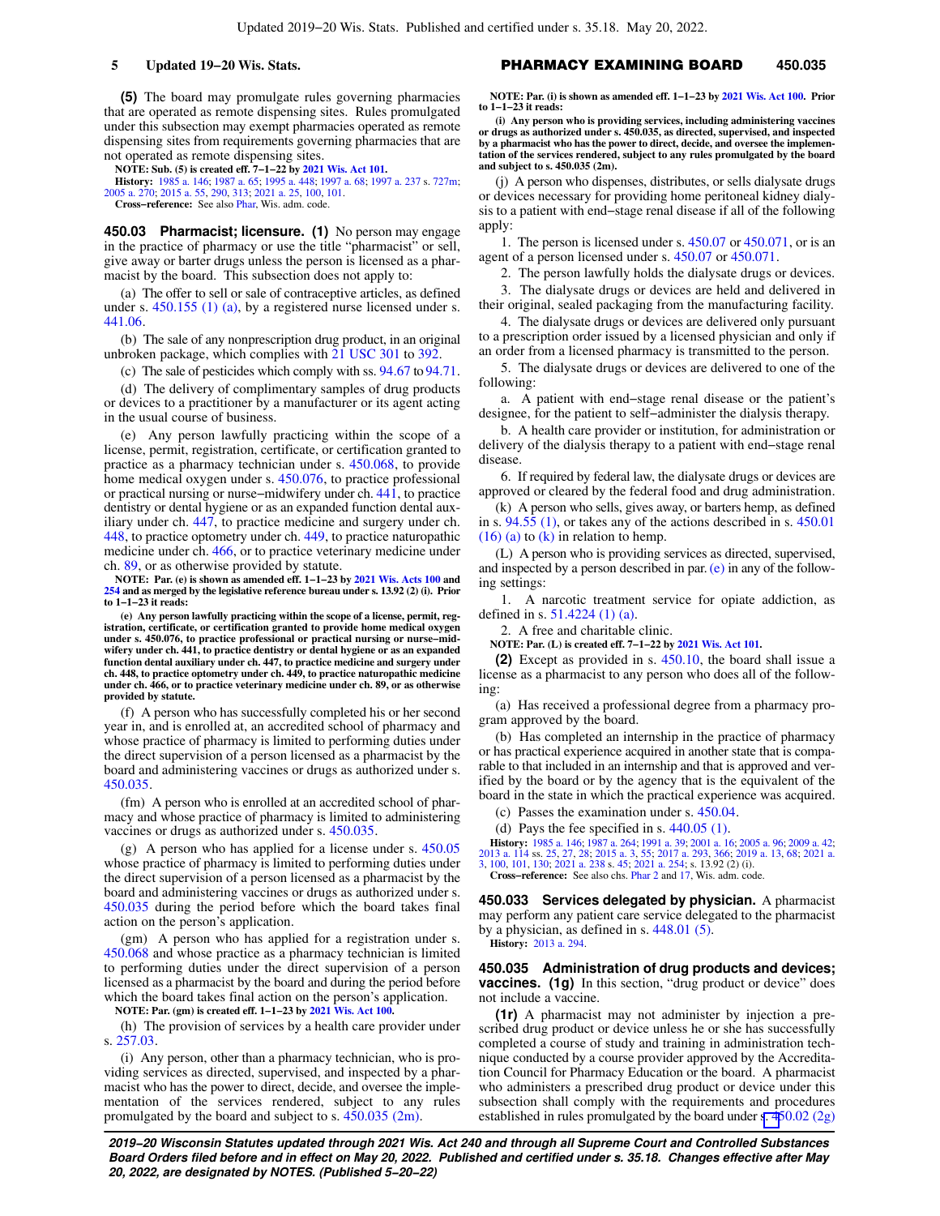(5) The board may promulgate rules governing pharmacies that are operated as remote dispensing sites. Rules promulgated under this subsection may exempt pharmacies operated as remote dispensing sites from requirements governing pharmacies that are not operated as remote dispensing sites.

**NOTE: Sub. (5) is created eff. 7−1−22 by 2021 Wis. Act 101.**

**History:** 1985 a. 146; 1987 a. 65; 1995 a. 448; 1997 a. 68; 1997 a. 237 s. 727m; 2005 a. 270; 2015 a. 55, 290, 313; 2021 a. 25, 100, 101.

**Cross−reference:** See also Phar, Wis. adm. code.

## 450.03 Pharmacist; licensure.

**(1)** No person may engage in the practice of pharmacy or use the title "pharmacist" or sell, give away or barter drugs unless the person is licensed as a pharmacist by the board. This subsection does not apply to:

(a) The offer to sell or sale of contraceptive articles, as defined under s. 450.155 (1) (a), by a registered nurse licensed under s. 441.06.

(b) The sale of any nonprescription drug product, in an original unbroken package, which complies with 21 USC 301 to 392.

(c) The sale of pesticides which comply with ss. 94.67 to 94.71.

(d) The delivery of complimentary samples of drug products or devices to a practitioner by a manufacturer or its agent acting in the usual course of business.

(e) Any person lawfully practicing within the scope of a license, permit, registration, certificate, or certification granted to practice as a pharmacy technician under s. 450.068, to provide home medical oxygen under s. 450.076, to practice professional or practical nursing or nurse−midwifery under ch. 441, to practice dentistry or dental hygiene or as an expanded function dental auxiliary under ch. 447, to practice medicine and surgery under ch. 448, to practice optometry under ch. 449, to practice naturopathic medicine under ch. 466, or to practice veterinary medicine under ch. 89, or as otherwise provided by statute.

**NOTE: Par. (e) is shown as amended eff. 1−1−23 by 2021 Wis. Acts 100 and 254 and as merged by the legislative reference bureau under s. 13.92 (2) (i). Prior to 1−1−23 it reads:**

**(e) Any person lawfully practicing within the scope of a license, permit, registration, certificate, or certification granted to provide home medical oxygen under s. 450.076, to practice professional or practical nursing or nurse−midwifery under ch. 441, to practice dentistry or dental hygiene or as an expanded function dental auxiliary under ch. 447, to practice medicine and surgery under ch. 448, to practice optometry under ch. 449, to practice naturopathic medicine under ch. 466, or to practice veterinary medicine under ch. 89, or as otherwise provided by statute.**

(f) A person who has successfully completed his or her second year in, and is enrolled at, an accredited school of pharmacy and whose practice of pharmacy is limited to performing duties under the direct supervision of a person licensed as a pharmacist by the board and administering vaccines or drugs as authorized under s. 450.035.

(fm) A person who is enrolled at an accredited school of pharmacy and whose practice of pharmacy is limited to administering vaccines or drugs as authorized under s. 450.035.

(g) A person who has applied for a license under s. 450.05 whose practice of pharmacy is limited to performing duties under the direct supervision of a person licensed as a pharmacist by the board and administering vaccines or drugs as authorized under s. 450.035 during the period before which the board takes final action on the person's application.

(gm) A person who has applied for a registration under s. 450.068 and whose practice as a pharmacy technician is limited to performing duties under the direct supervision of a person licensed as a pharmacist by the board and during the period before which the board takes final action on the person's application.

**NOTE: Par. (gm) is created eff. 1−1−23 by 2021 Wis. Act 100.**

(h) The provision of services by a health care provider under s. 257.03.

(i) Any person, other than a pharmacy technician, who is providing services as directed, supervised, and inspected by a pharmacist who has the power to direct, decide, and oversee the implementation of the services rendered, subject to any rules promulgated by the board and subject to s. 450.035 (2m).

**NOTE: Par. (i) is shown as amended eff. 1−1−23 by 2021 Wis. Act 100. Prior to 1−1−23 it reads:**

**(i) Any person who is providing services, including administering vaccines or drugs as authorized under s. 450.035, as directed, supervised, and inspected by a pharmacist who has the power to direct, decide, and oversee the implementation of the services rendered, subject to any rules promulgated by the board and subject to s. 450.035 (2m).**

(j) A person who dispenses, distributes, or sells dialysate drugs or devices necessary for providing home peritoneal kidney dialysis to a patient with end−stage renal disease if all of the following apply:

1. The person is licensed under s. 450.07 or 450.071, or is an agent of a person licensed under s. 450.07 or 450.071.

2. The person lawfully holds the dialysate drugs or devices.

3. The dialysate drugs or devices are held and delivered in their original, sealed packaging from the manufacturing facility.

4. The dialysate drugs or devices are delivered only pursuant to a prescription order issued by a licensed physician and only if an order from a licensed pharmacy is transmitted to the person.

5. The dialysate drugs or devices are delivered to one of the following:

a. A patient with end−stage renal disease or the patient's designee, for the patient to self−administer the dialysis therapy.

b. A health care provider or institution, for administration or delivery of the dialysis therapy to a patient with end−stage renal disease.

6. If required by federal law, the dialysate drugs or devices are approved or cleared by the federal food and drug administration.

(k) A person who sells, gives away, or barters hemp, as defined in s. 94.55 (1), or takes any of the actions described in s. 450.01 (16) (a) to (k) in relation to hemp.

(L) A person who is providing services as directed, supervised, and inspected by a person described in par. (e) in any of the following settings:

1. A narcotic treatment service for opiate addiction, as defined in s. 51.4224 (1) (a).

2. A free and charitable clinic.

**NOTE: Par. (L) is created eff. 7−1−22 by 2021 Wis. Act 101.**

**(2)** Except as provided in s. 450.10, the board shall issue a license as a pharmacist to any person who does all of the following:

(a) Has received a professional degree from a pharmacy program approved by the board.

(b) Has completed an internship in the practice of pharmacy or has practical experience acquired in another state that is comparable to that included in an internship and that is approved and verified by the board or by the agency that is the equivalent of the board in the state in which the practical experience was acquired.

(c) Passes the examination under s. 450.04.

(d) Pays the fee specified in s. 440.05 (1).

**History:** 1985 a. 146; 1987 a. 264; 1991 a. 39; 2001 a. 16; 2005 a. 96; 2009 a. 42; 2013 a. 114 ss. 25, 27, 28; 2015 a. 3, 55; 2017 a. 293, 366; 2019 a. 13, 68; 2021 a. 3, 100, 101, 130; 2021 a. 238 s. 45; 2021 a. 254; s. 13.92 (2) (i).

**Cross−reference:** See also chs. Phar 2 and 17, Wis. adm. code.

## 450.033 Services delegated by physician.

A pharmacist may perform any patient care service delegated to the pharmacist by a physician, as defined in s. 448.01 (5).

**History:** 2013 a. 294.

## 450.035 Administration of drug products and devices; vaccines.

**(1g)** In this section, "drug product or device" does not include a vaccine.

**(1r)** A pharmacist may not administer by injection a prescribed drug product or device unless he or she has successfully completed a course of study and training in administration technique conducted by a course provider approved by the Accreditation Council for Pharmacy Education or the board. A pharmacist who administers a prescribed drug product or device under this subsection shall comply with the requirements and procedures established in rules promulgated by the board under s. 450.02 (2g)

**2019−20 Wisconsin Statutes updated through 2021 Wis. Act 240 and through all Supreme Court and Controlled Substances Board Orders filed before and in effect on May 20, 2022. Published and certified under s. 35.18. Changes effective after May 20, 2022, are designated by NOTES. (Published 5−20−22)**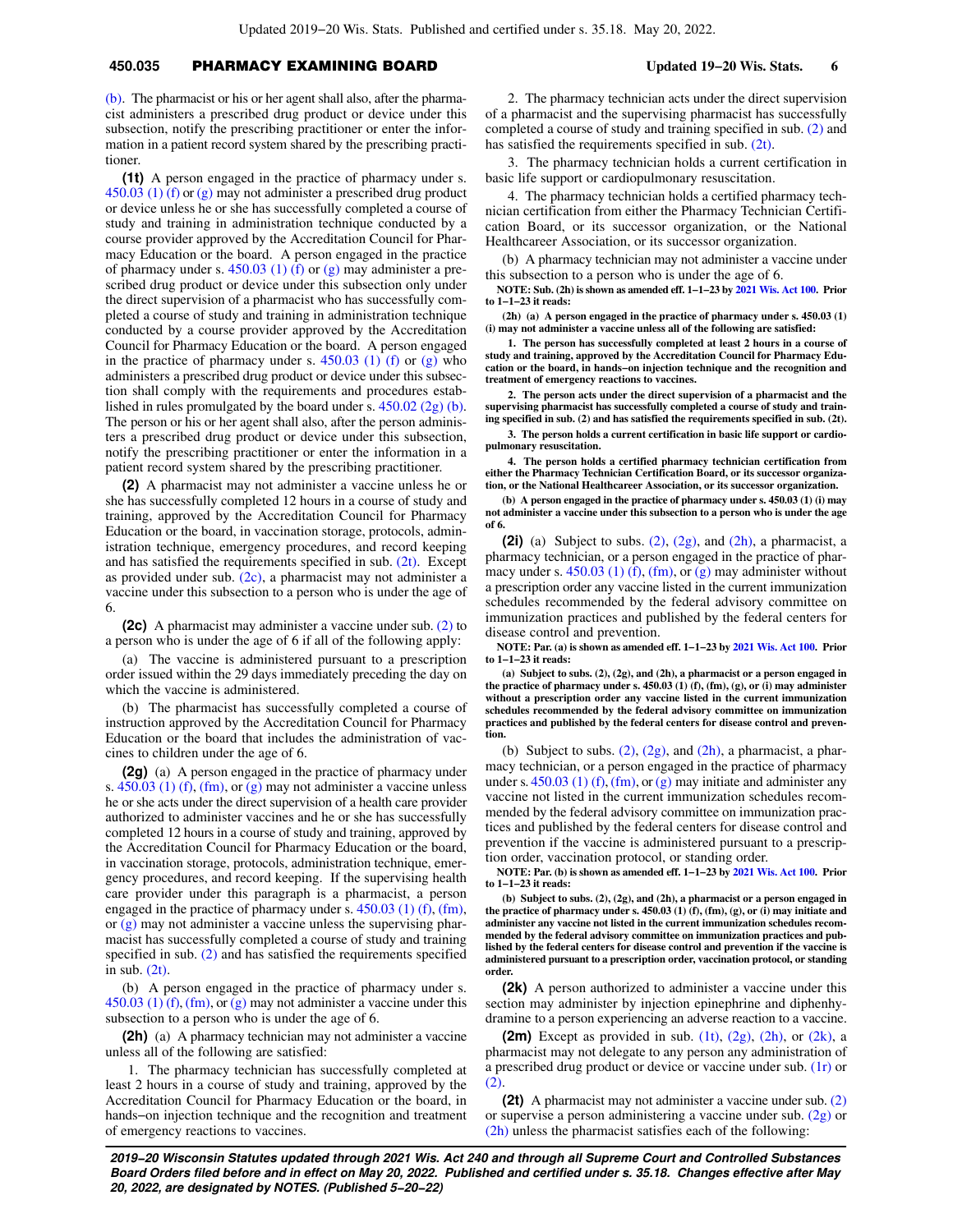(b). The pharmacist or his or her agent shall also, after the pharmacist administers a prescribed drug product or device under this subsection, notify the prescribing practitioner or enter the information in a patient record system shared by the prescribing practitioner.

**(1t)** A person engaged in the practice of pharmacy under s. 450.03 (1) (f) or (g) may not administer a prescribed drug product or device unless he or she has successfully completed a course of study and training in administration technique conducted by a course provider approved by the Accreditation Council for Pharmacy Education or the board. A person engaged in the practice of pharmacy under s. 450.03 (1) (f) or (g) may administer a prescribed drug product or device under this subsection only under the direct supervision of a pharmacist who has successfully completed a course of study and training in administration technique conducted by a course provider approved by the Accreditation Council for Pharmacy Education or the board. A person engaged in the practice of pharmacy under s. 450.03 (1) (f) or (g) who administers a prescribed drug product or device under this subsection shall comply with the requirements and procedures established in rules promulgated by the board under s. 450.02 (2g) (b). The person or his or her agent shall also, after the person administers a prescribed drug product or device under this subsection, notify the prescribing practitioner or enter the information in a patient record system shared by the prescribing practitioner.

**(2)** A pharmacist may not administer a vaccine unless he or she has successfully completed 12 hours in a course of study and training, approved by the Accreditation Council for Pharmacy Education or the board, in vaccination storage, protocols, administration technique, emergency procedures, and record keeping and has satisfied the requirements specified in sub. (2t). Except as provided under sub. (2c), a pharmacist may not administer a vaccine under this subsection to a person who is under the age of 6.

**(2c)** A pharmacist may administer a vaccine under sub. (2) to a person who is under the age of 6 if all of the following apply:

(a) The vaccine is administered pursuant to a prescription order issued within the 29 days immediately preceding the day on which the vaccine is administered.

(b) The pharmacist has successfully completed a course of instruction approved by the Accreditation Council for Pharmacy Education or the board that includes the administration of vaccines to children under the age of 6.

**(2g)** (a) A person engaged in the practice of pharmacy under s. 450.03 (1) (f), (fm), or (g) may not administer a vaccine unless he or she acts under the direct supervision of a health care provider authorized to administer vaccines and he or she has successfully completed 12 hours in a course of study and training, approved by the Accreditation Council for Pharmacy Education or the board, in vaccination storage, protocols, administration technique, emergency procedures, and record keeping. If the supervising health care provider under this paragraph is a pharmacist, a person engaged in the practice of pharmacy under s. 450.03 (1) (f), (fm), or (g) may not administer a vaccine unless the supervising pharmacist has successfully completed a course of study and training specified in sub. (2) and has satisfied the requirements specified in sub. (2t).

(b) A person engaged in the practice of pharmacy under s. 450.03 (1) (f), (fm), or (g) may not administer a vaccine under this subsection to a person who is under the age of 6.

**(2h)** (a) A pharmacy technician may not administer a vaccine unless all of the following are satisfied:

1. The pharmacy technician has successfully completed at least 2 hours in a course of study and training, approved by the Accreditation Council for Pharmacy Education or the board, in hands-on injection technique and the recognition and treatment of emergency reactions to vaccines.

2. The pharmacy technician acts under the direct supervision of a pharmacist and the supervising pharmacist has successfully completed a course of study and training specified in sub. (2) and has satisfied the requirements specified in sub. (2t).

3. The pharmacy technician holds a current certification in basic life support or cardiopulmonary resuscitation.

4. The pharmacy technician holds a certified pharmacy technician certification from either the Pharmacy Technician Certification Board, or its successor organization, or the National Healthcareer Association, or its successor organization.

(b) A pharmacy technician may not administer a vaccine under this subsection to a person who is under the age of 6.

**NOTE: Sub. (2h) is shown as amended eff. 1-1-23 by 2021 Wis. Act 100. Prior to 1-1-23 it reads:**

**(2h) (a) A person engaged in the practice of pharmacy under s. 450.03 (1) (i) may not administer a vaccine unless all of the following are satisfied:**

**1. The person has successfully completed at least 2 hours in a course of study and training, approved by the Accreditation Council for Pharmacy Education or the board, in hands-on injection technique and the recognition and treatment of emergency reactions to vaccines.**

**2. The person acts under the direct supervision of a pharmacist and the supervising pharmacist has successfully completed a course of study and training specified in sub. (2) and has satisfied the requirements specified in sub. (2t).**

**3. The person holds a current certification in basic life support or cardiopulmonary resuscitation.**

**4. The person holds a certified pharmacy technician certification from either the Pharmacy Technician Certification Board, or its successor organization, or the National Healthcareer Association, or its successor organization.**

**(b) A person engaged in the practice of pharmacy under s. 450.03 (1) (i) may not administer a vaccine under this subsection to a person who is under the age of 6.**

**(2i)** (a) Subject to subs. (2), (2g), and (2h), a pharmacist, a pharmacy technician, or a person engaged in the practice of pharmacy under s. 450.03 (1) (f), (fm), or (g) may administer without a prescription order any vaccine listed in the current immunization schedules recommended by the federal advisory committee on immunization practices and published by the federal centers for disease control and prevention.

**NOTE: Par. (a) is shown as amended eff. 1-1-23 by 2021 Wis. Act 100. Prior to 1-1-23 it reads:**

**(a) Subject to subs. (2), (2g), and (2h), a pharmacist or a person engaged in the practice of pharmacy under s. 450.03 (1) (f), (fm), (g), or (i) may administer without a prescription order any vaccine listed in the current immunization schedules recommended by the federal advisory committee on immunization practices and published by the federal centers for disease control and prevention.**

(b) Subject to subs. (2), (2g), and (2h), a pharmacist, a pharmacy technician, or a person engaged in the practice of pharmacy under s. 450.03 (1) (f), (fm), or (g) may initiate and administer any vaccine not listed in the current immunization schedules recommended by the federal advisory committee on immunization practices and published by the federal centers for disease control and prevention if the vaccine is administered pursuant to a prescription order, vaccination protocol, or standing order.

**NOTE: Par. (b) is shown as amended eff. 1-1-23 by 2021 Wis. Act 100. Prior to 1-1-23 it reads:**

**(b) Subject to subs. (2), (2g), and (2h), a pharmacist or a person engaged in the practice of pharmacy under s. 450.03 (1) (f), (fm), (g), or (i) may initiate and administer any vaccine not listed in the current immunization schedules recommended by the federal advisory committee on immunization practices and published by the federal centers for disease control and prevention if the vaccine is administered pursuant to a prescription order, vaccination protocol, or standing order.**

**(2k)** A person authorized to administer a vaccine under this section may administer by injection epinephrine and diphenhydramine to a person experiencing an adverse reaction to a vaccine.

**(2m)** Except as provided in sub. (1t), (2g), (2h), or (2k), a pharmacist may not delegate to any person any administration of a prescribed drug product or device or vaccine under sub. (1r) or (2).

**(2t)** A pharmacist may not administer a vaccine under sub. (2) or supervise a person administering a vaccine under sub. (2g) or (2h) unless the pharmacist satisfies each of the following: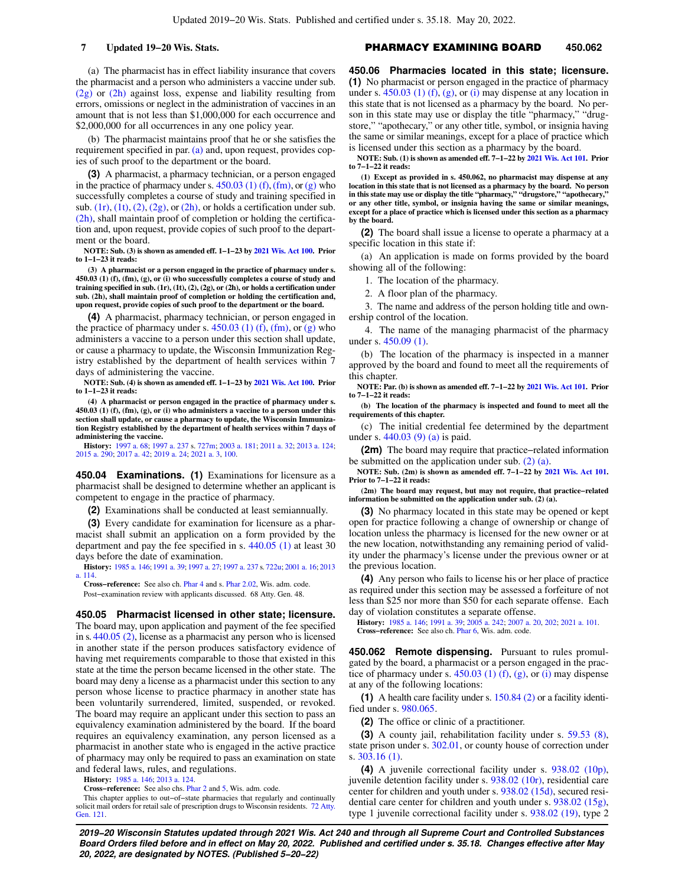(a) The pharmacist has in effect liability insurance that covers the pharmacist and a person who administers a vaccine under sub. (2g) or (2h) against loss, expense and liability resulting from errors, omissions or neglect in the administration of vaccines in an amount that is not less than $1,000,000 for each occurrence and $2,000,000 for all occurrences in any one policy year.

(b) The pharmacist maintains proof that he or she satisfies the requirement specified in par. (a) and, upon request, provides copies of such proof to the department or the board.

**(3)** A pharmacist, a pharmacy technician, or a person engaged in the practice of pharmacy under s. 450.03 (1) (f), (fm), or (g) who successfully completes a course of study and training specified in sub. (1r), (1t), (2), (2g), or (2h), or holds a certification under sub. (2h), shall maintain proof of completion or holding the certification and, upon request, provide copies of such proof to the department or the board.

**NOTE: Sub. (3) is shown as amended eff. 1−1−23 by 2021 Wis. Act 100. Prior to 1−1−23 it reads:**

**(3) A pharmacist or a person engaged in the practice of pharmacy under s. 450.03 (1) (f), (fm), (g), or (i) who successfully completes a course of study and training specified in sub. (1r), (1t), (2), (2g), or (2h), or holds a certification under sub. (2h), shall maintain proof of completion or holding the certification and, upon request, provide copies of such proof to the department or the board.**

**(4)** A pharmacist, pharmacy technician, or person engaged in the practice of pharmacy under s. 450.03 (1) (f), (fm), or (g) who administers a vaccine to a person under this section shall update, or cause a pharmacy to update, the Wisconsin Immunization Registry established by the department of health services within 7 days of administering the vaccine.

**NOTE: Sub. (4) is shown as amended eff. 1−1−23 by 2021 Wis. Act 100. Prior to 1−1−23 it reads:**

**(4) A pharmacist or person engaged in the practice of pharmacy under s. 450.03 (1) (f), (fm), (g), or (i) who administers a vaccine to a person under this section shall update, or cause a pharmacy to update, the Wisconsin Immunization Registry established by the department of health services within 7 days of administering the vaccine.**

**History:** 1997 a. 68; 1997 a. 237 s. 727m; 2003 a. 181; 2011 a. 32; 2013 a. 124; 2015 a. 290; 2017 a. 42; 2019 a. 24; 2021 a. 3, 100.

### 450.04 Examinations.

**(1)** Examinations for licensure as a pharmacist shall be designed to determine whether an applicant is competent to engage in the practice of pharmacy.

**(2)** Examinations shall be conducted at least semiannually.

**(3)** Every candidate for examination for licensure as a pharmacist shall submit an application on a form provided by the department and pay the fee specified in s. 440.05 (1) at least 30 days before the date of examination.

**History:** 1985 a. 146; 1991 a. 39; 1997 a. 27; 1997 a. 237 s. 722u; 2001 a. 16; 2013 a. 114.

**Cross−reference:** See also ch. Phar 4 and s. Phar 2.02, Wis. adm. code.

Post−examination review with applicants discussed. 68 Atty. Gen. 48.

### 450.05 Pharmacist licensed in other state; licensure.

The board may, upon application and payment of the fee specified in s. 440.05 (2), license as a pharmacist any person who is licensed in another state if the person produces satisfactory evidence of having met requirements comparable to those that existed in this state at the time the person became licensed in the other state. The board may deny a license as a pharmacist under this section to any person whose license to practice pharmacy in another state has been voluntarily surrendered, limited, suspended, or revoked. The board may require an applicant under this section to pass an equivalency examination administered by the board. If the board requires an equivalency examination, any person licensed as a pharmacist in another state who is engaged in the active practice of pharmacy may only be required to pass an examination on state and federal laws, rules, and regulations.

**History:** 1985 a. 146; 2013 a. 124.

**Cross−reference:** See also chs. Phar 2 and 5, Wis. adm. code.

This chapter applies to out−of−state pharmacies that regularly and continually solicit mail orders for retail sale of prescription drugs to Wisconsin residents. 72 Atty. Gen. 121.

### 450.06 Pharmacies located in this state; licensure.

**(1)** No pharmacist or person engaged in the practice of pharmacy under s. 450.03 (1) (f), (g), or (i) may dispense at any location in this state that is not licensed as a pharmacy by the board. No person in this state may use or display the title "pharmacy," "drugstore," "apothecary," or any other title, symbol, or insignia having the same or similar meanings, except for a place of practice which is licensed under this section as a pharmacy by the board.

**NOTE: Sub. (1) is shown as amended eff. 7−1−22 by 2021 Wis. Act 101. Prior to 7−1−22 it reads:**

**(1) Except as provided in s. 450.062, no pharmacist may dispense at any location in this state that is not licensed as a pharmacy by the board. No person in this state may use or display the title "pharmacy," "drugstore," "apothecary," or any other title, symbol, or insignia having the same or similar meanings, except for a place of practice which is licensed under this section as a pharmacy by the board.**

**(2)** The board shall issue a license to operate a pharmacy at a specific location in this state if:

(a) An application is made on forms provided by the board showing all of the following:

1. The location of the pharmacy.

2. A floor plan of the pharmacy.

3. The name and address of the person holding title and ownership control of the location.

4. The name of the managing pharmacist of the pharmacy under s. 450.09 (1).

(b) The location of the pharmacy is inspected in a manner approved by the board and found to meet all the requirements of this chapter.

**NOTE: Par. (b) is shown as amended eff. 7−1−22 by 2021 Wis. Act 101. Prior to 7−1−22 it reads:**

**(b) The location of the pharmacy is inspected and found to meet all the requirements of this chapter.**

(c) The initial credential fee determined by the department under s. 440.03 (9) (a) is paid.

**(2m)** The board may require that practice−related information be submitted on the application under sub. (2) (a).

**NOTE: Sub. (2m) is shown as amended eff. 7−1−22 by 2021 Wis. Act 101. Prior to 7−1−22 it reads:**

**(2m) The board may request, but may not require, that practice−related information be submitted on the application under sub. (2) (a).**

**(3)** No pharmacy located in this state may be opened or kept open for practice following a change of ownership or change of location unless the pharmacy is licensed for the new owner or at the new location, notwithstanding any remaining period of validity under the pharmacy's license under the previous owner or at the previous location.

**(4)** Any person who fails to license his or her place of practice as required under this section may be assessed a forfeiture of not less than $25 nor more than $50 for each separate offense. Each day of violation constitutes a separate offense.

**History:** 1985 a. 146; 1991 a. 39; 2005 a. 242; 2007 a. 20, 202; 2021 a. 101.

**Cross−reference:** See also ch. Phar 6, Wis. adm. code.

### 450.062 Remote dispensing.

Pursuant to rules promulgated by the board, a pharmacist or a person engaged in the practice of pharmacy under s. 450.03 (1) (f), (g), or (i) may dispense at any of the following locations:

**(1)** A health care facility under s. 150.84 (2) or a facility identified under s. 980.065.

**(2)** The office or clinic of a practitioner.

**(3)** A county jail, rehabilitation facility under s. 59.53 (8), state prison under s. 302.01, or county house of correction under s. 303.16 (1).

**(4)** A juvenile correctional facility under s. 938.02 (10p), juvenile detention facility under s. 938.02 (10r), residential care center for children and youth under s. 938.02 (15d), secured residential care center for children and youth under s. 938.02 (15g), type 1 juvenile correctional facility under s. 938.02 (19), type 2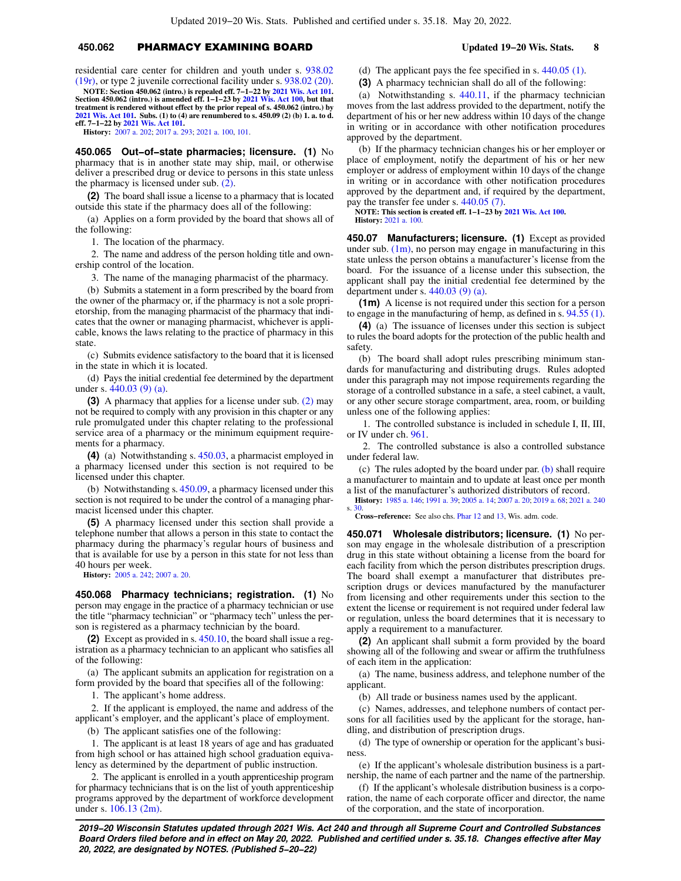residential care center for children and youth under s. 938.02 (19r), or type 2 juvenile correctional facility under s. 938.02 (20).

**NOTE: Section 450.062 (intro.) is repealed eff. 7−1−22 by 2021 Wis. Act 101. Section 450.062 (intro.) is amended eff. 1−1−23 by 2021 Wis. Act 100, but that treatment is rendered without effect by the prior repeal of s. 450.062 (intro.) by 2021 Wis. Act 101. Subs. (1) to (4) are renumbered to s. 450.09 (2) (b) 1. a. to d. eff. 7−1−22 by 2021 Wis. Act 101.**

**History:** 2007 a. 202; 2017 a. 293; 2021 a. 100, 101.

**450.065 Out−of−state pharmacies; licensure.** **(1)** No pharmacy that is in another state may ship, mail, or otherwise deliver a prescribed drug or device to persons in this state unless the pharmacy is licensed under sub. (2).

**(2)** The board shall issue a license to a pharmacy that is located outside this state if the pharmacy does all of the following:

(a) Applies on a form provided by the board that shows all of the following:

1. The location of the pharmacy.

2. The name and address of the person holding title and ownership control of the location.

3. The name of the managing pharmacist of the pharmacy.

(b) Submits a statement in a form prescribed by the board from the owner of the pharmacy or, if the pharmacy is not a sole proprietorship, from the managing pharmacist of the pharmacy that indicates that the owner or managing pharmacist, whichever is applicable, knows the laws relating to the practice of pharmacy in this state.

(c) Submits evidence satisfactory to the board that it is licensed in the state in which it is located.

(d) Pays the initial credential fee determined by the department under s. 440.03 (9) (a).

**(3)** A pharmacy that applies for a license under sub. (2) may not be required to comply with any provision in this chapter or any rule promulgated under this chapter relating to the professional service area of a pharmacy or the minimum equipment requirements for a pharmacy.

**(4)** (a) Notwithstanding s. 450.03, a pharmacist employed in a pharmacy licensed under this section is not required to be licensed under this chapter.

(b) Notwithstanding s. 450.09, a pharmacy licensed under this section is not required to be under the control of a managing pharmacist licensed under this chapter.

**(5)** A pharmacy licensed under this section shall provide a telephone number that allows a person in this state to contact the pharmacy during the pharmacy's regular hours of business and that is available for use by a person in this state for not less than 40 hours per week.

**History:** 2005 a. 242; 2007 a. 20.

**450.068 Pharmacy technicians; registration.** **(1)** No person may engage in the practice of a pharmacy technician or use the title "pharmacy technician" or "pharmacy tech" unless the person is registered as a pharmacy technician by the board.

**(2)** Except as provided in s. 450.10, the board shall issue a registration as a pharmacy technician to an applicant who satisfies all of the following:

(a) The applicant submits an application for registration on a form provided by the board that specifies all of the following:

1. The applicant's home address.

2. If the applicant is employed, the name and address of the applicant's employer, and the applicant's place of employment.

(b) The applicant satisfies one of the following:

1. The applicant is at least 18 years of age and has graduated from high school or has attained high school graduation equivalency as determined by the department of public instruction.

2. The applicant is enrolled in a youth apprenticeship program for pharmacy technicians that is on the list of youth apprenticeship programs approved by the department of workforce development under s. 106.13 (2m).

(d) The applicant pays the fee specified in s. 440.05 (1).

**(3)** A pharmacy technician shall do all of the following:

(a) Notwithstanding s. 440.11, if the pharmacy technician moves from the last address provided to the department, notify the department of his or her new address within 10 days of the change in writing or in accordance with other notification procedures approved by the department.

(b) If the pharmacy technician changes his or her employer or place of employment, notify the department of his or her new employer or address of employment within 10 days of the change in writing or in accordance with other notification procedures approved by the department and, if required by the department, pay the transfer fee under s. 440.05 (7).

**NOTE: This section is created eff. 1−1−23 by 2021 Wis. Act 100.**

**History:** 2021 a. 100.

**450.07 Manufacturers; licensure.** **(1)** Except as provided under sub. (1m), no person may engage in manufacturing in this state unless the person obtains a manufacturer's license from the board. For the issuance of a license under this subsection, the applicant shall pay the initial credential fee determined by the department under s. 440.03 (9) (a).

**(1m)** A license is not required under this section for a person to engage in the manufacturing of hemp, as defined in s. 94.55 (1).

**(4)** (a) The issuance of licenses under this section is subject to rules the board adopts for the protection of the public health and safety.

(b) The board shall adopt rules prescribing minimum standards for manufacturing and distributing drugs. Rules adopted under this paragraph may not impose requirements regarding the storage of a controlled substance in a safe, a steel cabinet, a vault, or any other secure storage compartment, area, room, or building unless one of the following applies:

1. The controlled substance is included in schedule I, II, III, or IV under ch. 961.

2. The controlled substance is also a controlled substance under federal law.

(c) The rules adopted by the board under par. (b) shall require a manufacturer to maintain and to update at least once per month a list of the manufacturer's authorized distributors of record.

**History:** 1985 a. 146; 1991 a. 39; 2005 a. 14; 2007 a. 20; 2019 a. 68; 2021 a. 240 s. 30.

**Cross−reference:** See also chs. Phar 12 and 13, Wis. adm. code.

**450.071 Wholesale distributors; licensure.** **(1)** No person may engage in the wholesale distribution of a prescription drug in this state without obtaining a license from the board for each facility from which the person distributes prescription drugs. The board shall exempt a manufacturer that distributes prescription drugs or devices manufactured by the manufacturer from licensing and other requirements under this section to the extent the license or requirement is not required under federal law or regulation, unless the board determines that it is necessary to apply a requirement to a manufacturer.

**(2)** An applicant shall submit a form provided by the board showing all of the following and swear or affirm the truthfulness of each item in the application:

(a) The name, business address, and telephone number of the applicant.

(b) All trade or business names used by the applicant.

(c) Names, addresses, and telephone numbers of contact persons for all facilities used by the applicant for the storage, handling, and distribution of prescription drugs.

(d) The type of ownership or operation for the applicant's business.

(e) If the applicant's wholesale distribution business is a partnership, the name of each partner and the name of the partnership.

(f) If the applicant's wholesale distribution business is a corporation, the name of each corporate officer and director, the name of the corporation, and the state of incorporation.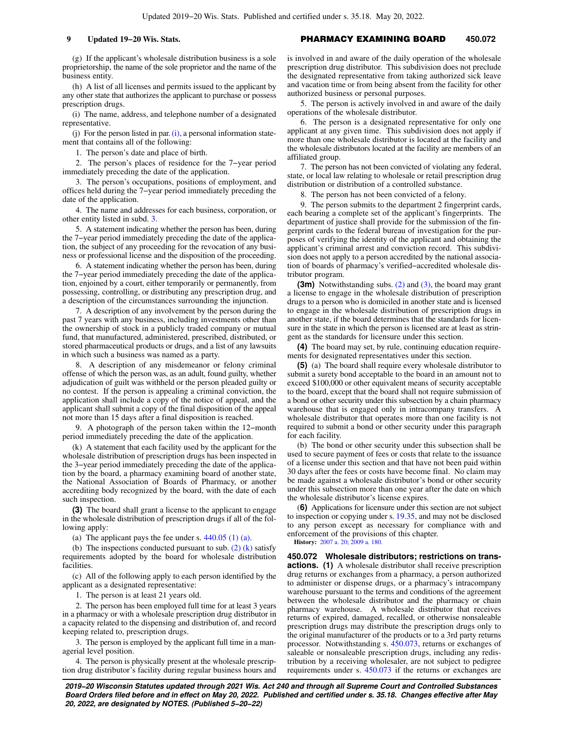(g) If the applicant's wholesale distribution business is a sole proprietorship, the name of the sole proprietor and the name of the business entity.

(h) A list of all licenses and permits issued to the applicant by any other state that authorizes the applicant to purchase or possess prescription drugs.

(i) The name, address, and telephone number of a designated representative.

(j) For the person listed in par. (i), a personal information statement that contains all of the following:

1. The person's date and place of birth.

2. The person's places of residence for the 7−year period immediately preceding the date of the application.

3. The person's occupations, positions of employment, and offices held during the 7−year period immediately preceding the date of the application.

4. The name and addresses for each business, corporation, or other entity listed in subd. 3.

5. A statement indicating whether the person has been, during the 7−year period immediately preceding the date of the application, the subject of any proceeding for the revocation of any business or professional license and the disposition of the proceeding.

6. A statement indicating whether the person has been, during the 7−year period immediately preceding the date of the application, enjoined by a court, either temporarily or permanently, from possessing, controlling, or distributing any prescription drug, and a description of the circumstances surrounding the injunction.

7. A description of any involvement by the person during the past 7 years with any business, including investments other than the ownership of stock in a publicly traded company or mutual fund, that manufactured, administered, prescribed, distributed, or stored pharmaceutical products or drugs, and a list of any lawsuits in which such a business was named as a party.

8. A description of any misdemeanor or felony criminal offense of which the person was, as an adult, found guilty, whether adjudication of guilt was withheld or the person pleaded guilty or no contest. If the person is appealing a criminal conviction, the application shall include a copy of the notice of appeal, and the applicant shall submit a copy of the final disposition of the appeal not more than 15 days after a final disposition is reached.

9. A photograph of the person taken within the 12−month period immediately preceding the date of the application.

(k) A statement that each facility used by the applicant for the wholesale distribution of prescription drugs has been inspected in the 3−year period immediately preceding the date of the application by the board, a pharmacy examining board of another state, the National Association of Boards of Pharmacy, or another accrediting body recognized by the board, with the date of each such inspection.

**(3)** The board shall grant a license to the applicant to engage in the wholesale distribution of prescription drugs if all of the following apply:

(a) The applicant pays the fee under s. 440.05 (1) (a).

(b) The inspections conducted pursuant to sub. (2) (k) satisfy requirements adopted by the board for wholesale distribution facilities.

(c) All of the following apply to each person identified by the applicant as a designated representative:

1. The person is at least 21 years old.

2. The person has been employed full time for at least 3 years in a pharmacy or with a wholesale prescription drug distributor in a capacity related to the dispensing and distribution of, and record keeping related to, prescription drugs.

3. The person is employed by the applicant full time in a managerial level position.

4. The person is physically present at the wholesale prescription drug distributor's facility during regular business hours and is involved in and aware of the daily operation of the wholesale prescription drug distributor. This subdivision does not preclude the designated representative from taking authorized sick leave and vacation time or from being absent from the facility for other authorized business or personal purposes.

5. The person is actively involved in and aware of the daily operations of the wholesale distributor.

6. The person is a designated representative for only one applicant at any given time. This subdivision does not apply if more than one wholesale distributor is located at the facility and the wholesale distributors located at the facility are members of an affiliated group.

7. The person has not been convicted of violating any federal, state, or local law relating to wholesale or retail prescription drug distribution or distribution of a controlled substance.

8. The person has not been convicted of a felony.

9. The person submits to the department 2 fingerprint cards, each bearing a complete set of the applicant's fingerprints. The department of justice shall provide for the submission of the fingerprint cards to the federal bureau of investigation for the purposes of verifying the identity of the applicant and obtaining the applicant's criminal arrest and conviction record. This subdivision does not apply to a person accredited by the national association of boards of pharmacy's verified−accredited wholesale distributor program.

**(3m)** Notwithstanding subs. (2) and (3), the board may grant a license to engage in the wholesale distribution of prescription drugs to a person who is domiciled in another state and is licensed to engage in the wholesale distribution of prescription drugs in another state, if the board determines that the standards for licensure in the state in which the person is licensed are at least as stringent as the standards for licensure under this section.

**(4)** The board may set, by rule, continuing education requirements for designated representatives under this section.

**(5)** (a) The board shall require every wholesale distributor to submit a surety bond acceptable to the board in an amount not to exceed $100,000 or other equivalent means of security acceptable to the board, except that the board shall not require submission of a bond or other security under this subsection by a chain pharmacy warehouse that is engaged only in intracompany transfers. A wholesale distributor that operates more than one facility is not required to submit a bond or other security under this paragraph for each facility.

(b) The bond or other security under this subsection shall be used to secure payment of fees or costs that relate to the issuance of a license under this section and that have not been paid within 30 days after the fees or costs have become final. No claim may be made against a wholesale distributor's bond or other security under this subsection more than one year after the date on which the wholesale distributor's license expires.

(**6**) Applications for licensure under this section are not subject to inspection or copying under s. 19.35, and may not be disclosed to any person except as necessary for compliance with and enforcement of the provisions of this chapter.

**History:** 2007 a. 20; 2009 a. 180.

**450.072 Wholesale distributors; restrictions on transactions. (1)** A wholesale distributor shall receive prescription drug returns or exchanges from a pharmacy, a person authorized to administer or dispense drugs, or a pharmacy's intracompany warehouse pursuant to the terms and conditions of the agreement between the wholesale distributor and the pharmacy or chain pharmacy warehouse. A wholesale distributor that receives returns of expired, damaged, recalled, or otherwise nonsaleable prescription drugs may distribute the prescription drugs only to the original manufacturer of the products or to a 3rd party returns processor. Notwithstanding s. 450.073, returns or exchanges of saleable or nonsaleable prescription drugs, including any redistribution by a receiving wholesaler, are not subject to pedigree requirements under s. 450.073 if the returns or exchanges are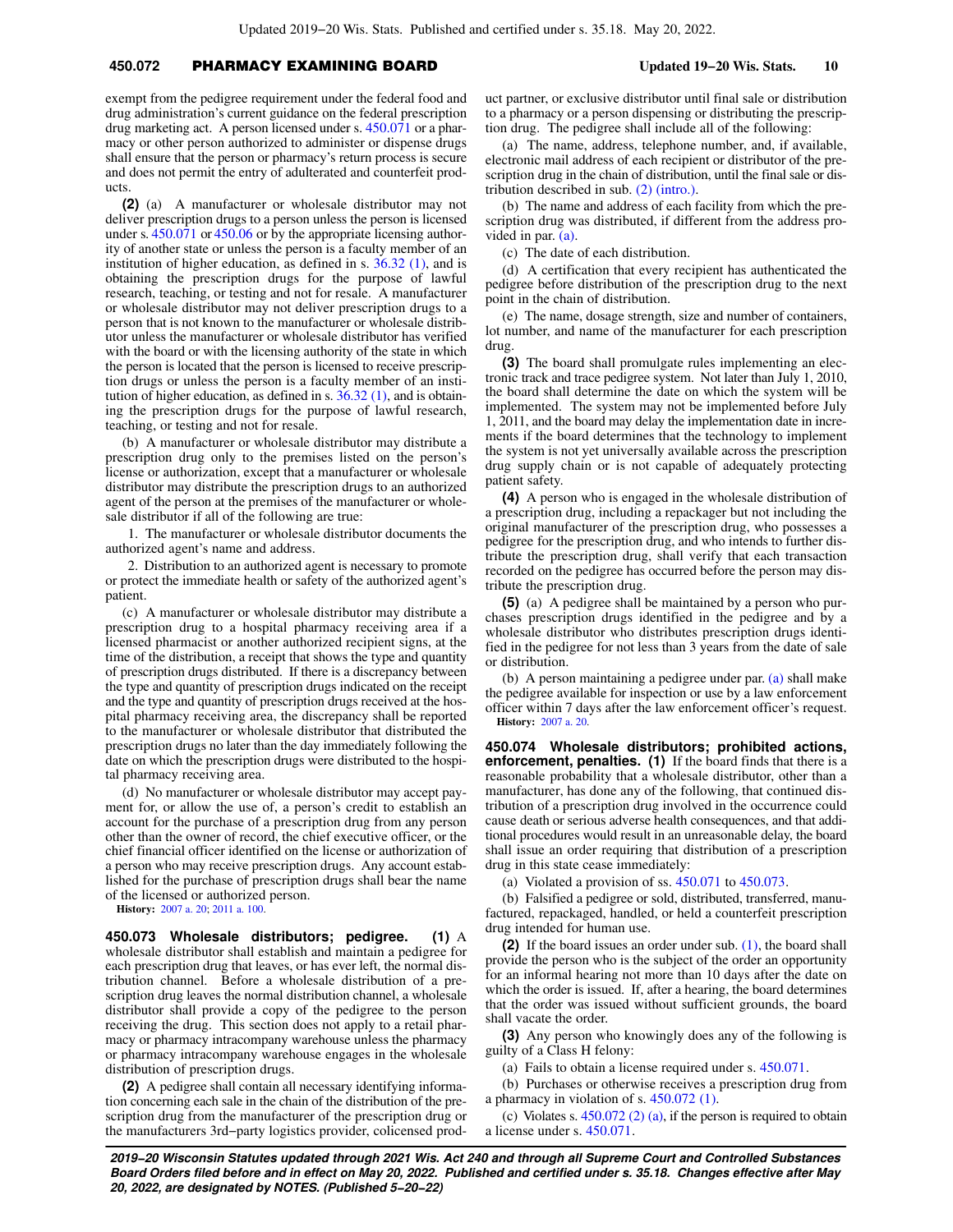exempt from the pedigree requirement under the federal food and drug administration's current guidance on the federal prescription drug marketing act. A person licensed under s. 450.071 or a pharmacy or other person authorized to administer or dispense drugs shall ensure that the person or pharmacy's return process is secure and does not permit the entry of adulterated and counterfeit products.

**(2)** (a) A manufacturer or wholesale distributor may not deliver prescription drugs to a person unless the person is licensed under s. 450.071 or 450.06 or by the appropriate licensing authority of another state or unless the person is a faculty member of an institution of higher education, as defined in s. 36.32 (1), and is obtaining the prescription drugs for the purpose of lawful research, teaching, or testing and not for resale. A manufacturer or wholesale distributor may not deliver prescription drugs to a person that is not known to the manufacturer or wholesale distributor unless the manufacturer or wholesale distributor has verified with the board or with the licensing authority of the state in which the person is located that the person is licensed to receive prescription drugs or unless the person is a faculty member of an institution of higher education, as defined in s. 36.32 (1), and is obtaining the prescription drugs for the purpose of lawful research, teaching, or testing and not for resale.

(b) A manufacturer or wholesale distributor may distribute a prescription drug only to the premises listed on the person's license or authorization, except that a manufacturer or wholesale distributor may distribute the prescription drugs to an authorized agent of the person at the premises of the manufacturer or wholesale distributor if all of the following are true:

1. The manufacturer or wholesale distributor documents the authorized agent's name and address.

2. Distribution to an authorized agent is necessary to promote or protect the immediate health or safety of the authorized agent's patient.

(c) A manufacturer or wholesale distributor may distribute a prescription drug to a hospital pharmacy receiving area if a licensed pharmacist or another authorized recipient signs, at the time of the distribution, a receipt that shows the type and quantity of prescription drugs distributed. If there is a discrepancy between the type and quantity of prescription drugs indicated on the receipt and the type and quantity of prescription drugs received at the hospital pharmacy receiving area, the discrepancy shall be reported to the manufacturer or wholesale distributor that distributed the prescription drugs no later than the day immediately following the date on which the prescription drugs were distributed to the hospital pharmacy receiving area.

(d) No manufacturer or wholesale distributor may accept payment for, or allow the use of, a person's credit to establish an account for the purchase of a prescription drug from any person other than the owner of record, the chief executive officer, or the chief financial officer identified on the license or authorization of a person who may receive prescription drugs. Any account established for the purchase of prescription drugs shall bear the name of the licensed or authorized person.

**History:** 2007 a. 20; 2011 a. 100.

**450.073 Wholesale distributors; pedigree.** **(1)** A wholesale distributor shall establish and maintain a pedigree for each prescription drug that leaves, or has ever left, the normal distribution channel. Before a wholesale distribution of a prescription drug leaves the normal distribution channel, a wholesale distributor shall provide a copy of the pedigree to the person receiving the drug. This section does not apply to a retail pharmacy or pharmacy intracompany warehouse unless the pharmacy or pharmacy intracompany warehouse engages in the wholesale distribution of prescription drugs.

**(2)** A pedigree shall contain all necessary identifying information concerning each sale in the chain of the distribution of the prescription drug from the manufacturer of the prescription drug or the manufacturers 3rd–party logistics provider, colicensed product partner, or exclusive distributor until final sale or distribution to a pharmacy or a person dispensing or distributing the prescription drug. The pedigree shall include all of the following:

(a) The name, address, telephone number, and, if available, electronic mail address of each recipient or distributor of the prescription drug in the chain of distribution, until the final sale or distribution described in sub. (2) (intro.).

(b) The name and address of each facility from which the prescription drug was distributed, if different from the address provided in par. (a).

(c) The date of each distribution.

(d) A certification that every recipient has authenticated the pedigree before distribution of the prescription drug to the next point in the chain of distribution.

(e) The name, dosage strength, size and number of containers, lot number, and name of the manufacturer for each prescription drug.

**(3)** The board shall promulgate rules implementing an electronic track and trace pedigree system. Not later than July 1, 2010, the board shall determine the date on which the system will be implemented. The system may not be implemented before July 1, 2011, and the board may delay the implementation date in increments if the board determines that the technology to implement the system is not yet universally available across the prescription drug supply chain or is not capable of adequately protecting patient safety.

**(4)** A person who is engaged in the wholesale distribution of a prescription drug, including a repackager but not including the original manufacturer of the prescription drug, who possesses a pedigree for the prescription drug, and who intends to further distribute the prescription drug, shall verify that each transaction recorded on the pedigree has occurred before the person may distribute the prescription drug.

**(5)** (a) A pedigree shall be maintained by a person who purchases prescription drugs identified in the pedigree and by a wholesale distributor who distributes prescription drugs identified in the pedigree for not less than 3 years from the date of sale or distribution.

(b) A person maintaining a pedigree under par. (a) shall make the pedigree available for inspection or use by a law enforcement officer within 7 days after the law enforcement officer's request.

**History:** 2007 a. 20.

**450.074 Wholesale distributors; prohibited actions, enforcement, penalties.** **(1)** If the board finds that there is a reasonable probability that a wholesale distributor, other than a manufacturer, has done any of the following, that continued distribution of a prescription drug involved in the occurrence could cause death or serious adverse health consequences, and that additional procedures would result in an unreasonable delay, the board shall issue an order requiring that distribution of a prescription drug in this state cease immediately:

(a) Violated a provision of ss. 450.071 to 450.073.

(b) Falsified a pedigree or sold, distributed, transferred, manufactured, repackaged, handled, or held a counterfeit prescription drug intended for human use.

**(2)** If the board issues an order under sub. (1), the board shall provide the person who is the subject of the order an opportunity for an informal hearing not more than 10 days after the date on which the order is issued. If, after a hearing, the board determines that the order was issued without sufficient grounds, the board shall vacate the order.

**(3)** Any person who knowingly does any of the following is guilty of a Class H felony:

(a) Fails to obtain a license required under s. 450.071.

(b) Purchases or otherwise receives a prescription drug from a pharmacy in violation of s. 450.072 (1).

(c) Violates s. 450.072 (2) (a), if the person is required to obtain a license under s. 450.071.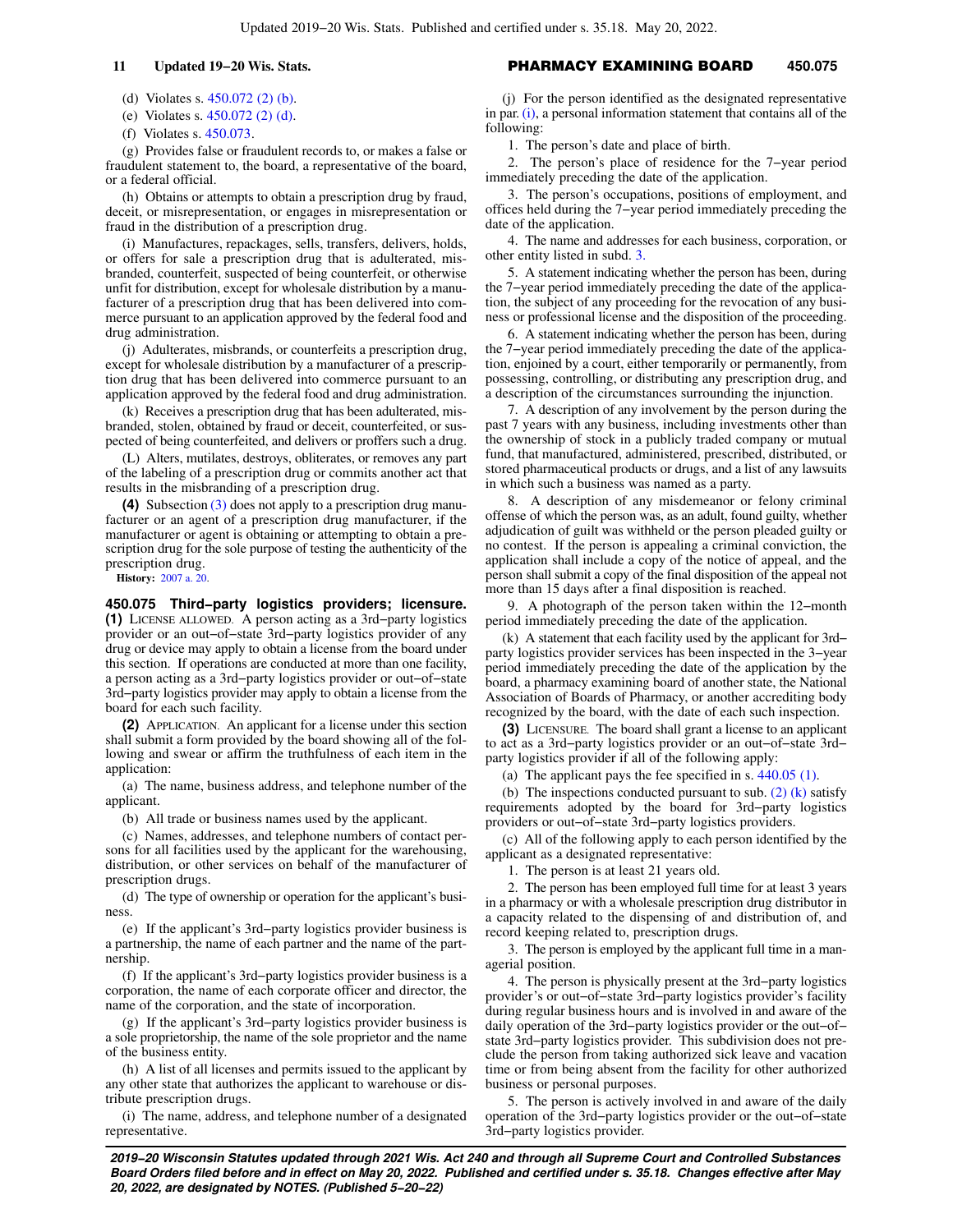(d) Violates s. 450.072 (2) (b).

(e) Violates s. 450.072 (2) (d).

(f) Violates s. 450.073.

(g) Provides false or fraudulent records to, or makes a false or fraudulent statement to, the board, a representative of the board, or a federal official.

(h) Obtains or attempts to obtain a prescription drug by fraud, deceit, or misrepresentation, or engages in misrepresentation or fraud in the distribution of a prescription drug.

(i) Manufactures, repackages, sells, transfers, delivers, holds, or offers for sale a prescription drug that is adulterated, misbranded, counterfeit, suspected of being counterfeit, or otherwise unfit for distribution, except for wholesale distribution by a manufacturer of a prescription drug that has been delivered into commerce pursuant to an application approved by the federal food and drug administration.

(j) Adulterates, misbrands, or counterfeits a prescription drug, except for wholesale distribution by a manufacturer of a prescription drug that has been delivered into commerce pursuant to an application approved by the federal food and drug administration.

(k) Receives a prescription drug that has been adulterated, misbranded, stolen, obtained by fraud or deceit, counterfeited, or suspected of being counterfeited, and delivers or proffers such a drug.

(L) Alters, mutilates, destroys, obliterates, or removes any part of the labeling of a prescription drug or commits another act that results in the misbranding of a prescription drug.

**(4)** Subsection (3) does not apply to a prescription drug manufacturer or an agent of a prescription drug manufacturer, if the manufacturer or agent is obtaining or attempting to obtain a prescription drug for the sole purpose of testing the authenticity of the prescription drug.

**History:** 2007 a. 20.

**450.075 Third-party logistics providers; licensure.** **(1)** LICENSE ALLOWED. A person acting as a 3rd-party logistics provider or an out-of-state 3rd-party logistics provider of any drug or device may apply to obtain a license from the board under this section. If operations are conducted at more than one facility, a person acting as a 3rd-party logistics provider or out-of-state 3rd-party logistics provider may apply to obtain a license from the board for each such facility.

**(2)** APPLICATION. An applicant for a license under this section shall submit a form provided by the board showing all of the following and swear or affirm the truthfulness of each item in the application:

(a) The name, business address, and telephone number of the applicant.

(b) All trade or business names used by the applicant.

(c) Names, addresses, and telephone numbers of contact persons for all facilities used by the applicant for the warehousing, distribution, or other services on behalf of the manufacturer of prescription drugs.

(d) The type of ownership or operation for the applicant's business.

(e) If the applicant's 3rd-party logistics provider business is a partnership, the name of each partner and the name of the partnership.

(f) If the applicant's 3rd-party logistics provider business is a corporation, the name of each corporate officer and director, the name of the corporation, and the state of incorporation.

(g) If the applicant's 3rd-party logistics provider business is a sole proprietorship, the name of the sole proprietor and the name of the business entity.

(h) A list of all licenses and permits issued to the applicant by any other state that authorizes the applicant to warehouse or distribute prescription drugs.

(i) The name, address, and telephone number of a designated representative.

(j) For the person identified as the designated representative in par. (i), a personal information statement that contains all of the following:

1. The person's date and place of birth.

2. The person's place of residence for the 7-year period immediately preceding the date of the application.

3. The person's occupations, positions of employment, and offices held during the 7-year period immediately preceding the date of the application.

4. The name and addresses for each business, corporation, or other entity listed in subd. 3.

5. A statement indicating whether the person has been, during the 7-year period immediately preceding the date of the application, the subject of any proceeding for the revocation of any business or professional license and the disposition of the proceeding.

6. A statement indicating whether the person has been, during the 7-year period immediately preceding the date of the application, enjoined by a court, either temporarily or permanently, from possessing, controlling, or distributing any prescription drug, and a description of the circumstances surrounding the injunction.

7. A description of any involvement by the person during the past 7 years with any business, including investments other than the ownership of stock in a publicly traded company or mutual fund, that manufactured, administered, prescribed, distributed, or stored pharmaceutical products or drugs, and a list of any lawsuits in which such a business was named as a party.

8. A description of any misdemeanor or felony criminal offense of which the person was, as an adult, found guilty, whether adjudication of guilt was withheld or the person pleaded guilty or no contest. If the person is appealing a criminal conviction, the application shall include a copy of the notice of appeal, and the person shall submit a copy of the final disposition of the appeal not more than 15 days after a final disposition is reached.

9. A photograph of the person taken within the 12-month period immediately preceding the date of the application.

(k) A statement that each facility used by the applicant for 3rd-party logistics provider services has been inspected in the 3-year period immediately preceding the date of the application by the board, a pharmacy examining board of another state, the National Association of Boards of Pharmacy, or another accrediting body recognized by the board, with the date of each such inspection.

**(3)** LICENSURE. The board shall grant a license to an applicant to act as a 3rd-party logistics provider or an out-of-state 3rd-party logistics provider if all of the following apply:

(a) The applicant pays the fee specified in s. 440.05 (1).

(b) The inspections conducted pursuant to sub. (2) (k) satisfy requirements adopted by the board for 3rd-party logistics providers or out-of-state 3rd-party logistics providers.

(c) All of the following apply to each person identified by the applicant as a designated representative:

1. The person is at least 21 years old.

2. The person has been employed full time for at least 3 years in a pharmacy or with a wholesale prescription drug distributor in a capacity related to the dispensing of and distribution of, and record keeping related to, prescription drugs.

3. The person is employed by the applicant full time in a managerial position.

4. The person is physically present at the 3rd-party logistics provider's or out-of-state 3rd-party logistics provider's facility during regular business hours and is involved in and aware of the daily operation of the 3rd-party logistics provider or the out-of-state 3rd-party logistics provider. This subdivision does not preclude the person from taking authorized sick leave and vacation time or from being absent from the facility for other authorized business or personal purposes.

5. The person is actively involved in and aware of the daily operation of the 3rd-party logistics provider or the out-of-state 3rd-party logistics provider.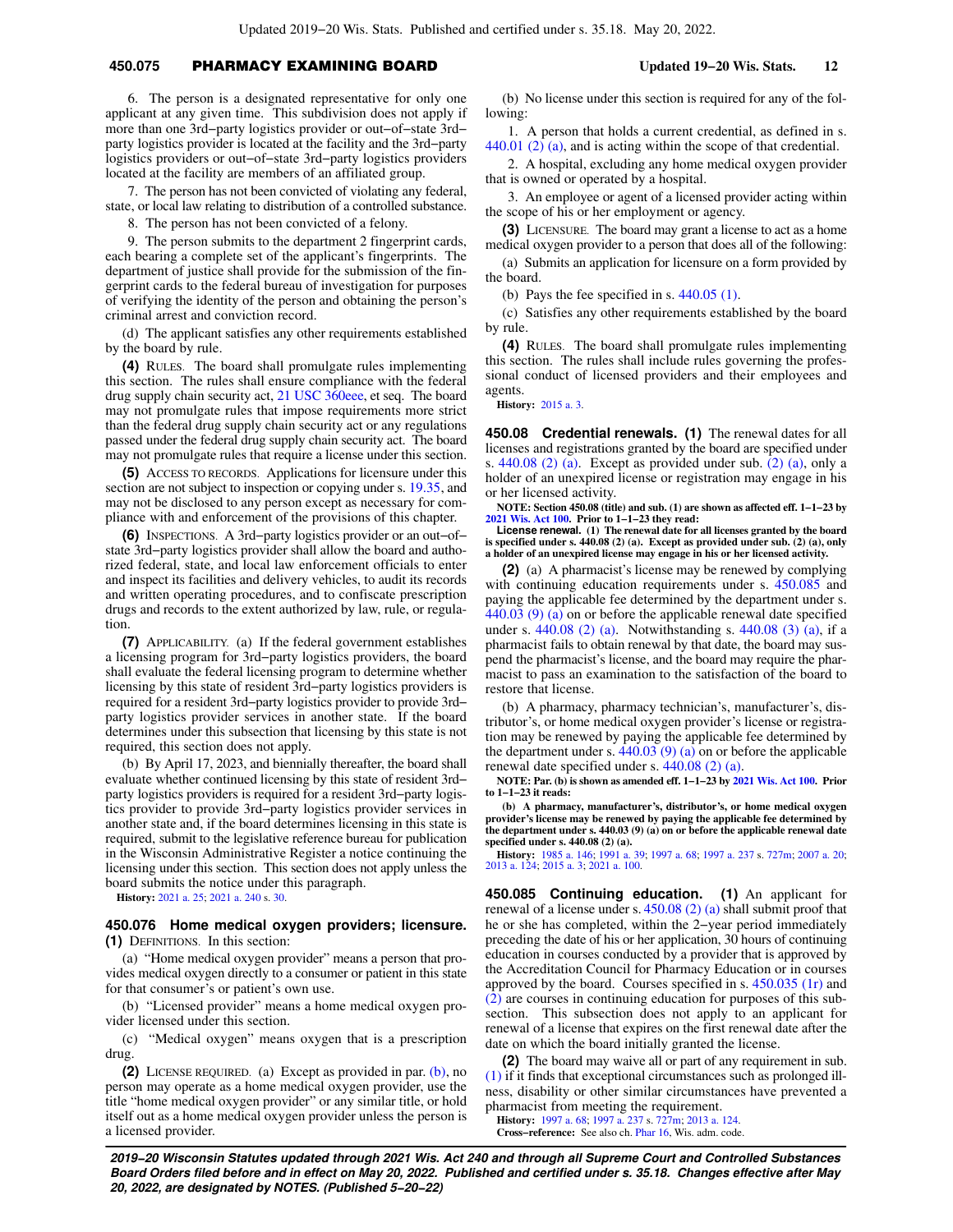6. The person is a designated representative for only one applicant at any given time. This subdivision does not apply if more than one 3rd−party logistics provider or out−of−state 3rd−party logistics provider is located at the facility and the 3rd−party logistics providers or out−of−state 3rd−party logistics providers located at the facility are members of an affiliated group.

7. The person has not been convicted of violating any federal, state, or local law relating to distribution of a controlled substance.

8. The person has not been convicted of a felony.

9. The person submits to the department 2 fingerprint cards, each bearing a complete set of the applicant's fingerprints. The department of justice shall provide for the submission of the fingerprint cards to the federal bureau of investigation for purposes of verifying the identity of the person and obtaining the person's criminal arrest and conviction record.

(d) The applicant satisfies any other requirements established by the board by rule.

**(4)** RULES. The board shall promulgate rules implementing this section. The rules shall ensure compliance with the federal drug supply chain security act, 21 USC 360eee, et seq. The board may not promulgate rules that impose requirements more strict than the federal drug supply chain security act or any regulations passed under the federal drug supply chain security act. The board may not promulgate rules that require a license under this section.

**(5)** ACCESS TO RECORDS. Applications for licensure under this section are not subject to inspection or copying under s. 19.35, and may not be disclosed to any person except as necessary for compliance with and enforcement of the provisions of this chapter.

**(6)** INSPECTIONS. A 3rd−party logistics provider or an out−of−state 3rd−party logistics provider shall allow the board and authorized federal, state, and local law enforcement officials to enter and inspect its facilities and delivery vehicles, to audit its records and written operating procedures, and to confiscate prescription drugs and records to the extent authorized by law, rule, or regulation.

**(7)** APPLICABILITY. (a) If the federal government establishes a licensing program for 3rd−party logistics providers, the board shall evaluate the federal licensing program to determine whether licensing by this state of resident 3rd−party logistics providers is required for a resident 3rd−party logistics provider to provide 3rd−party logistics provider services in another state. If the board determines under this subsection that licensing by this state is not required, this section does not apply.

(b) By April 17, 2023, and biennially thereafter, the board shall evaluate whether continued licensing by this state of resident 3rd−party logistics providers is required for a resident 3rd−party logistics provider to provide 3rd−party logistics provider services in another state and, if the board determines licensing in this state is required, submit to the legislative reference bureau for publication in the Wisconsin Administrative Register a notice continuing the licensing under this section. This section does not apply unless the board submits the notice under this paragraph.

**History:** 2021 a. 25; 2021 a. 240 s. 30.

### 450.076 Home medical oxygen providers; licensure.

**(1)** DEFINITIONS. In this section:

(a) "Home medical oxygen provider" means a person that provides medical oxygen directly to a consumer or patient in this state for that consumer's or patient's own use.

(b) "Licensed provider" means a home medical oxygen provider licensed under this section.

(c) "Medical oxygen" means oxygen that is a prescription drug.

**(2)** LICENSE REQUIRED. (a) Except as provided in par. (b), no person may operate as a home medical oxygen provider, use the title "home medical oxygen provider" or any similar title, or hold itself out as a home medical oxygen provider unless the person is a licensed provider.

(b) No license under this section is required for any of the following:

1. A person that holds a current credential, as defined in s. 440.01 (2) (a), and is acting within the scope of that credential.

2. A hospital, excluding any home medical oxygen provider that is owned or operated by a hospital.

3. An employee or agent of a licensed provider acting within the scope of his or her employment or agency.

**(3)** LICENSURE. The board may grant a license to act as a home medical oxygen provider to a person that does all of the following:

(a) Submits an application for licensure on a form provided by the board.

(b) Pays the fee specified in s. 440.05 (1).

(c) Satisfies any other requirements established by the board by rule.

**(4)** RULES. The board shall promulgate rules implementing this section. The rules shall include rules governing the professional conduct of licensed providers and their employees and agents.

**History:** 2015 a. 3.

### 450.08 Credential renewals.

**(1)** The renewal dates for all licenses and registrations granted by the board are specified under s. 440.08 (2) (a). Except as provided under sub. (2) (a), only a holder of an unexpired license or registration may engage in his or her licensed activity.

**NOTE: Section 450.08 (title) and sub. (1) are shown as affected eff. 1−1−23 by 2021 Wis. Act 100. Prior to 1−1−23 they read:**

**License renewal. (1) The renewal date for all licenses granted by the board is specified under s. 440.08 (2) (a). Except as provided under sub. (2) (a), only a holder of an unexpired license may engage in his or her licensed activity.**

**(2)** (a) A pharmacist's license may be renewed by complying with continuing education requirements under s. 450.085 and paying the applicable fee determined by the department under s. 440.03 (9) (a) on or before the applicable renewal date specified under s. 440.08 (2) (a). Notwithstanding s. 440.08 (3) (a), if a pharmacist fails to obtain renewal by that date, the board may suspend the pharmacist's license, and the board may require the pharmacist to pass an examination to the satisfaction of the board to restore that license.

(b) A pharmacy, pharmacy technician's, manufacturer's, distributor's, or home medical oxygen provider's license or registration may be renewed by paying the applicable fee determined by the department under s. 440.03 (9) (a) on or before the applicable renewal date specified under s. 440.08 (2) (a).

**NOTE: Par. (b) is shown as amended eff. 1−1−23 by 2021 Wis. Act 100. Prior to 1−1−23 it reads:**

**(b) A pharmacy, manufacturer's, distributor's, or home medical oxygen provider's license may be renewed by paying the applicable fee determined by the department under s. 440.03 (9) (a) on or before the applicable renewal date specified under s. 440.08 (2) (a).**

**History:** 1985 a. 146; 1991 a. 39; 1997 a. 68; 1997 a. 237 s. 727m; 2007 a. 20; 2013 a. 124; 2015 a. 3; 2021 a. 100.

### 450.085 Continuing education.

**(1)** An applicant for renewal of a license under s. 450.08 (2) (a) shall submit proof that he or she has completed, within the 2−year period immediately preceding the date of his or her application, 30 hours of continuing education in courses conducted by a provider that is approved by the Accreditation Council for Pharmacy Education or in courses approved by the board. Courses specified in s. 450.035 (1r) and (2) are courses in continuing education for purposes of this subsection. This subsection does not apply to an applicant for renewal of a license that expires on the first renewal date after the date on which the board initially granted the license.

**(2)** The board may waive all or part of any requirement in sub. (1) if it finds that exceptional circumstances such as prolonged illness, disability or other similar circumstances have prevented a pharmacist from meeting the requirement.

**History:** 1997 a. 68; 1997 a. 237 s. 727m; 2013 a. 124.

**Cross−reference:** See also ch. Phar 16, Wis. adm. code.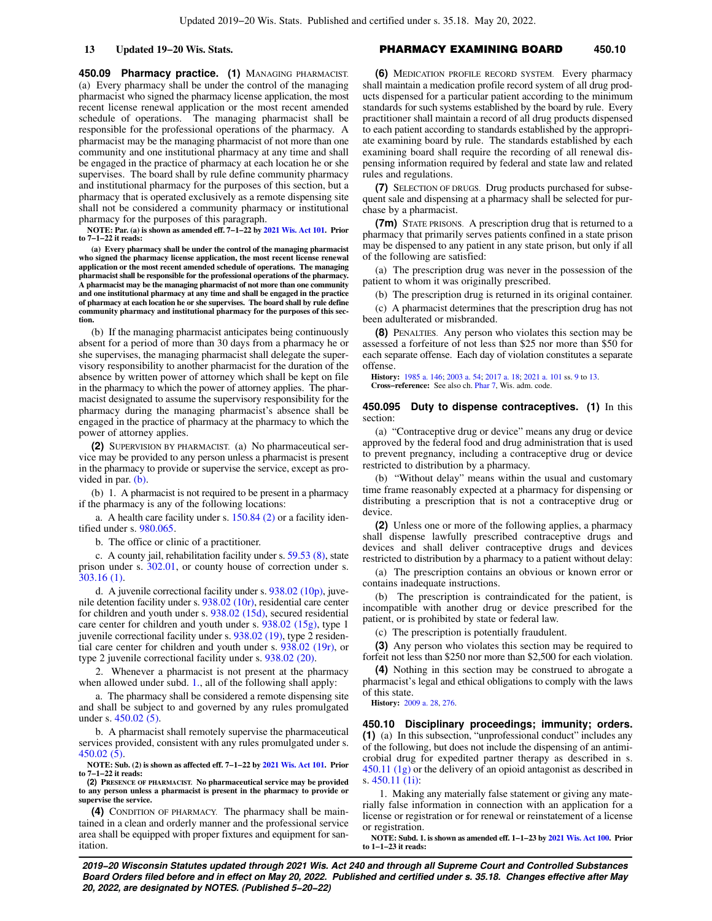**450.09 Pharmacy practice.** **(1)** MANAGING PHARMACIST. (a) Every pharmacy shall be under the control of the managing pharmacist who signed the pharmacy license application, the most recent license renewal application or the most recent amended schedule of operations. The managing pharmacist shall be responsible for the professional operations of the pharmacy. A pharmacist may be the managing pharmacist of not more than one community and one institutional pharmacy at any time and shall be engaged in the practice of pharmacy at each location he or she supervises. The board shall by rule define community pharmacy and institutional pharmacy for the purposes of this section, but a pharmacy that is operated exclusively as a remote dispensing site shall not be considered a community pharmacy or institutional pharmacy for the purposes of this paragraph.

**NOTE: Par. (a) is shown as amended eff. 7−1−22 by 2021 Wis. Act 101. Prior to 7−1−22 it reads:**

**(a) Every pharmacy shall be under the control of the managing pharmacist who signed the pharmacy license application, the most recent license renewal application or the most recent amended schedule of operations. The managing pharmacist shall be responsible for the professional operations of the pharmacy. A pharmacist may be the managing pharmacist of not more than one community and one institutional pharmacy at any time and shall be engaged in the practice of pharmacy at each location he or she supervises. The board shall by rule define community pharmacy and institutional pharmacy for the purposes of this section.**

(b) If the managing pharmacist anticipates being continuously absent for a period of more than 30 days from a pharmacy he or she supervises, the managing pharmacist shall delegate the supervisory responsibility to another pharmacist for the duration of the absence by written power of attorney which shall be kept on file in the pharmacy to which the power of attorney applies. The pharmacist designated to assume the supervisory responsibility for the pharmacy during the managing pharmacist's absence shall be engaged in the practice of pharmacy at the pharmacy to which the power of attorney applies.

**(2)** SUPERVISION BY PHARMACIST. (a) No pharmaceutical service may be provided to any person unless a pharmacist is present in the pharmacy to provide or supervise the service, except as provided in par. (b).

(b) 1. A pharmacist is not required to be present in a pharmacy if the pharmacy is any of the following locations:

a. A health care facility under s. 150.84 (2) or a facility identified under s. 980.065.

b. The office or clinic of a practitioner.

c. A county jail, rehabilitation facility under s. 59.53 (8), state prison under s. 302.01, or county house of correction under s. 303.16 (1).

d. A juvenile correctional facility under s. 938.02 (10p), juvenile detention facility under s. 938.02 (10r), residential care center for children and youth under s. 938.02 (15d), secured residential care center for children and youth under s. 938.02 (15g), type 1 juvenile correctional facility under s. 938.02 (19), type 2 residential care center for children and youth under s. 938.02 (19r), or type 2 juvenile correctional facility under s. 938.02 (20).

2. Whenever a pharmacist is not present at the pharmacy when allowed under subd. 1., all of the following shall apply:

a. The pharmacy shall be considered a remote dispensing site and shall be subject to and governed by any rules promulgated under s. 450.02 (5).

b. A pharmacist shall remotely supervise the pharmaceutical services provided, consistent with any rules promulgated under s. 450.02 (5).

**NOTE: Sub. (2) is shown as affected eff. 7−1−22 by 2021 Wis. Act 101. Prior to 7−1−22 it reads:**

**(2) PRESENCE OF PHARMACIST. No pharmaceutical service may be provided to any person unless a pharmacist is present in the pharmacy to provide or supervise the service.**

**(4)** CONDITION OF PHARMACY. The pharmacy shall be maintained in a clean and orderly manner and the professional service area shall be equipped with proper fixtures and equipment for sanitation.

**(6)** MEDICATION PROFILE RECORD SYSTEM. Every pharmacy shall maintain a medication profile record system of all drug products dispensed for a particular patient according to the minimum standards for such systems established by the board by rule. Every practitioner shall maintain a record of all drug products dispensed to each patient according to standards established by the appropriate examining board by rule. The standards established by each examining board shall require the recording of all renewal dispensing information required by federal and state law and related rules and regulations.

**(7)** SELECTION OF DRUGS. Drug products purchased for subsequent sale and dispensing at a pharmacy shall be selected for purchase by a pharmacist.

**(7m)** STATE PRISONS. A prescription drug that is returned to a pharmacy that primarily serves patients confined in a state prison may be dispensed to any patient in any state prison, but only if all of the following are satisfied:

(a) The prescription drug was never in the possession of the patient to whom it was originally prescribed.

(b) The prescription drug is returned in its original container.

(c) A pharmacist determines that the prescription drug has not been adulterated or misbranded.

**(8)** PENALTIES. Any person who violates this section may be assessed a forfeiture of not less than $25 nor more than $50 for each separate offense. Each day of violation constitutes a separate offense.

**History:** 1985 a. 146; 2003 a. 54; 2017 a. 18; 2021 a. 101 ss. 9 to 13.
**Cross−reference:** See also ch. Phar 7, Wis. adm. code.

**450.095 Duty to dispense contraceptives.** **(1)** In this section:

(a) "Contraceptive drug or device" means any drug or device approved by the federal food and drug administration that is used to prevent pregnancy, including a contraceptive drug or device restricted to distribution by a pharmacy.

(b) "Without delay" means within the usual and customary time frame reasonably expected at a pharmacy for dispensing or distributing a prescription that is not a contraceptive drug or device.

**(2)** Unless one or more of the following applies, a pharmacy shall dispense lawfully prescribed contraceptive drugs and devices and shall deliver contraceptive drugs and devices restricted to distribution by a pharmacy to a patient without delay:

(a) The prescription contains an obvious or known error or contains inadequate instructions.

(b) The prescription is contraindicated for the patient, is incompatible with another drug or device prescribed for the patient, or is prohibited by state or federal law.

(c) The prescription is potentially fraudulent.

**(3)** Any person who violates this section may be required to forfeit not less than $250 nor more than $2,500 for each violation.

**(4)** Nothing in this section may be construed to abrogate a pharmacist's legal and ethical obligations to comply with the laws of this state.

**History:** 2009 a. 28, 276.

**450.10 Disciplinary proceedings; immunity; orders.** **(1)** (a) In this subsection, "unprofessional conduct" includes any of the following, but does not include the dispensing of an antimicrobial drug for expedited partner therapy as described in s. 450.11 (1g) or the delivery of an opioid antagonist as described in s. 450.11 (1i):

1. Making any materially false statement or giving any materially false information in connection with an application for a license or registration or for renewal or reinstatement of a license or registration.

**NOTE: Subd. 1. is shown as amended eff. 1−1−23 by 2021 Wis. Act 100. Prior to 1−1−23 it reads:**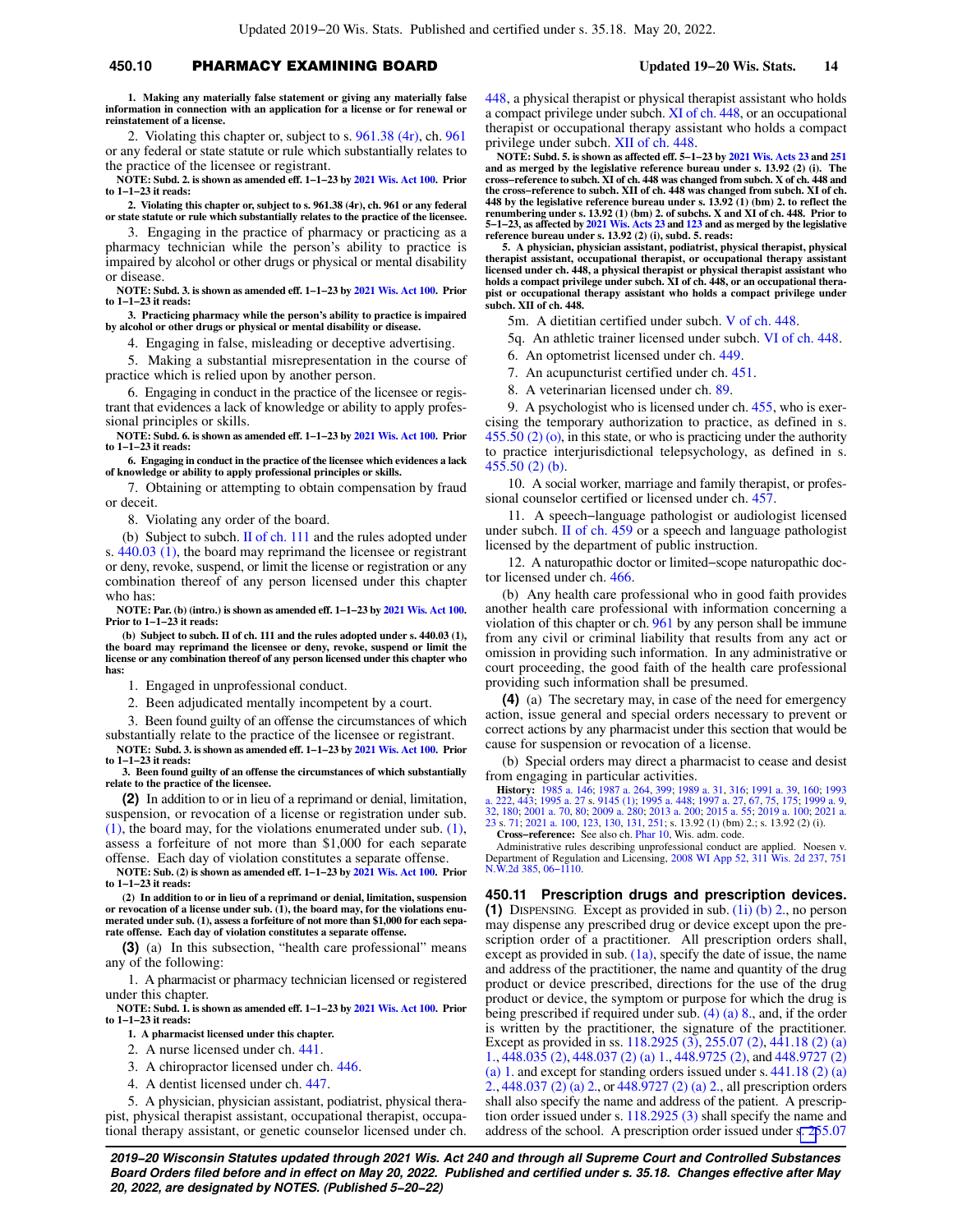**1. Making any materially false statement or giving any materially false information in connection with an application for a license or for renewal or reinstatement of a license.**

2. Violating this chapter or, subject to s. 961.38 (4r), ch. 961 or any federal or state statute or rule which substantially relates to the practice of the licensee or registrant.

**NOTE: Subd. 2. is shown as amended eff. 1–1–23 by 2021 Wis. Act 100. Prior to 1–1–23 it reads:**

**2. Violating this chapter or, subject to s. 961.38 (4r), ch. 961 or any federal or state statute or rule which substantially relates to the practice of the licensee.**

3. Engaging in the practice of pharmacy or practicing as a pharmacy technician while the person's ability to practice is impaired by alcohol or other drugs or physical or mental disability or disease.

**NOTE: Subd. 3. is shown as amended eff. 1–1–23 by 2021 Wis. Act 100. Prior to 1–1–23 it reads:**

**3. Practicing pharmacy while the person's ability to practice is impaired by alcohol or other drugs or physical or mental disability or disease.**

4. Engaging in false, misleading or deceptive advertising.

5. Making a substantial misrepresentation in the course of practice which is relied upon by another person.

6. Engaging in conduct in the practice of the licensee or registrant that evidences a lack of knowledge or ability to apply professional principles or skills.

**NOTE: Subd. 6. is shown as amended eff. 1–1–23 by 2021 Wis. Act 100. Prior to 1–1–23 it reads:**

**6. Engaging in conduct in the practice of the licensee which evidences a lack of knowledge or ability to apply professional principles or skills.**

7. Obtaining or attempting to obtain compensation by fraud or deceit.

8. Violating any order of the board.

(b) Subject to subch. II of ch. 111 and the rules adopted under s. 440.03 (1), the board may reprimand the licensee or registrant or deny, revoke, suspend, or limit the license or registration or any combination thereof of any person licensed under this chapter who has:

**NOTE: Par. (b) (intro.) is shown as amended eff. 1–1–23 by 2021 Wis. Act 100. Prior to 1–1–23 it reads:**

**(b) Subject to subch. II of ch. 111 and the rules adopted under s. 440.03 (1), the board may reprimand the licensee or deny, revoke, suspend or limit the license or any combination thereof of any person licensed under this chapter who has:**

1. Engaged in unprofessional conduct.

2. Been adjudicated mentally incompetent by a court.

3. Been found guilty of an offense the circumstances of which substantially relate to the practice of the licensee or registrant.

**NOTE: Subd. 3. is shown as amended eff. 1–1–23 by 2021 Wis. Act 100. Prior to 1–1–23 it reads:**

**3. Been found guilty of an offense the circumstances of which substantially relate to the practice of the licensee.**

**(2)** In addition to or in lieu of a reprimand or denial, limitation, suspension, or revocation of a license or registration under sub. (1), the board may, for the violations enumerated under sub. (1), assess a forfeiture of not more than $1,000 for each separate offense. Each day of violation constitutes a separate offense.

**NOTE: Sub. (2) is shown as amended eff. 1–1–23 by 2021 Wis. Act 100. Prior to 1–1–23 it reads:**

**(2) In addition to or in lieu of a reprimand or denial, limitation, suspension or revocation of a license under sub. (1), the board may, for the violations enumerated under sub. (1), assess a forfeiture of not more than $1,000 for each separate offense. Each day of violation constitutes a separate offense.**

**(3)** (a) In this subsection, "health care professional" means any of the following:

1. A pharmacist or pharmacy technician licensed or registered under this chapter.

**NOTE: Subd. 1. is shown as amended eff. 1–1–23 by 2021 Wis. Act 100. Prior to 1–1–23 it reads:**

**1. A pharmacist licensed under this chapter.**

2. A nurse licensed under ch. 441.

3. A chiropractor licensed under ch. 446.

4. A dentist licensed under ch. 447.

5. A physician, physician assistant, podiatrist, physical therapist, physical therapist assistant, occupational therapist, occupational therapy assistant, or genetic counselor licensed under ch. 448, a physical therapist or physical therapist assistant who holds a compact privilege under subch. XI of ch. 448, or an occupational therapist or occupational therapy assistant who holds a compact privilege under subch. XII of ch. 448.

**NOTE: Subd. 5. is shown as affected eff. 5–1–23 by 2021 Wis. Acts 23 and 251 and as merged by the legislative reference bureau under s. 13.92 (2) (i). The cross–reference to subch. XI of ch. 448 was changed from subch. X of ch. 448 and the cross–reference to subch. XII of ch. 448 was changed from subch. XI of ch. 448 by the legislative reference bureau under s. 13.92 (1) (bm) 2. to reflect the renumbering under s. 13.92 (1) (bm) 2. of subchs. X and XI of ch. 448. Prior to 5–1–23, as affected by 2021 Wis. Acts 23 and 123 and as merged by the legislative reference bureau under s. 13.92 (2) (i), subd. 5. reads:**

**5. A physician, physician assistant, podiatrist, physical therapist, physical therapist assistant, occupational therapist, or occupational therapy assistant licensed under ch. 448, a physical therapist or physical therapist assistant who holds a compact privilege under subch. XI of ch. 448, or an occupational therapist or occupational therapy assistant who holds a compact privilege under subch. XII of ch. 448.**

5m. A dietitian certified under subch. V of ch. 448.

5q. An athletic trainer licensed under subch. VI of ch. 448.

6. An optometrist licensed under ch. 449.

7. An acupuncturist certified under ch. 451.

8. A veterinarian licensed under ch. 89.

9. A psychologist who is licensed under ch. 455, who is exercising the temporary authorization to practice, as defined in s. 455.50 (2) (o), in this state, or who is practicing under the authority to practice interjurisdictional telepsychology, as defined in s. 455.50 (2) (b).

10. A social worker, marriage and family therapist, or professional counselor certified or licensed under ch. 457.

11. A speech–language pathologist or audiologist licensed under subch. II of ch. 459 or a speech and language pathologist licensed by the department of public instruction.

12. A naturopathic doctor or limited–scope naturopathic doctor licensed under ch. 466.

(b) Any health care professional who in good faith provides another health care professional with information concerning a violation of this chapter or ch. 961 by any person shall be immune from any civil or criminal liability that results from any act or omission in providing such information. In any administrative or court proceeding, the good faith of the health care professional providing such information shall be presumed.

**(4)** (a) The secretary may, in case of the need for emergency action, issue general and special orders necessary to prevent or correct actions by any pharmacist under this section that would be cause for suspension or revocation of a license.

(b) Special orders may direct a pharmacist to cease and desist from engaging in particular activities.

**History:** 1985 a. 146; 1987 a. 264, 399; 1989 a. 31, 316; 1991 a. 39, 160; 1993 a. 222, 443; 1995 a. 27 s. 9145 (1); 1995 a. 448; 1997 a. 27, 67, 75, 175; 1999 a. 9, 32, 180; 2001 a. 70, 80; 2009 a. 280; 2013 a. 200; 2015 a. 55; 2019 a. 100; 2021 a. 23 s. 71; 2021 a. 100, 123, 130, 131, 251; s. 13.92 (1) (bm) 2.; s. 13.92 (2) (i).

**Cross–reference:** See also ch. Phar 10, Wis. adm. code.

Administrative rules describing unprofessional conduct are applied. Noesen v. Department of Regulation and Licensing, 2008 WI App 52, 311 Wis. 2d 237, 751 N.W.2d 385, 06–1110.

## 450.11 Prescription drugs and prescription devices.

**(1)** DISPENSING. Except as provided in sub. (1i) (b) 2., no person may dispense any prescribed drug or device except upon the prescription order of a practitioner. All prescription orders shall, except as provided in sub. (1a), specify the date of issue, the name and address of the practitioner, the name and quantity of the drug product or device prescribed, directions for the use of the drug product or device, the symptom or purpose for which the drug is being prescribed if required under sub. (4) (a) 8., and, if the order is written by the practitioner, the signature of the practitioner. Except as provided in ss. 118.2925 (3), 255.07 (2), 441.18 (2) (a) 1., 448.035 (2), 448.037 (2) (a) 1., 448.9725 (2), and 448.9727 (2) (a) 1. and except for standing orders issued under s. 441.18 (2) (a) 2., 448.037 (2) (a) 2., or 448.9727 (2) (a) 2., all prescription orders shall also specify the name and address of the patient. A prescription order issued under s. 118.2925 (3) shall specify the name and address of the school. A prescription order issued under s. 255.07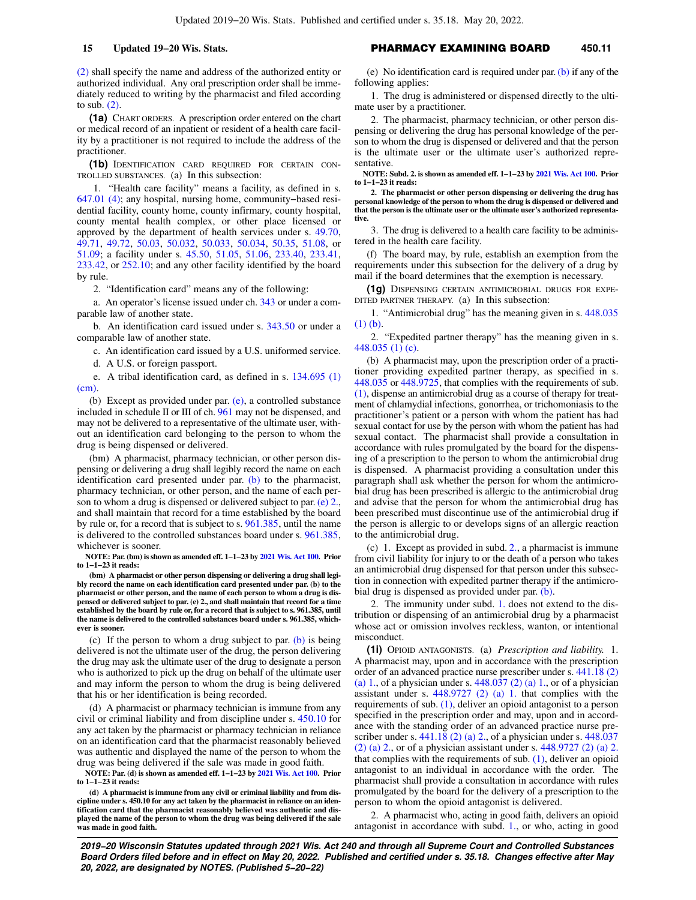(2) shall specify the name and address of the authorized entity or authorized individual. Any oral prescription order shall be immediately reduced to writing by the pharmacist and filed according to sub. (2).

**(1a)** CHART ORDERS. A prescription order entered on the chart or medical record of an inpatient or resident of a health care facility by a practitioner is not required to include the address of the practitioner.

**(1b)** IDENTIFICATION CARD REQUIRED FOR CERTAIN CONTROLLED SUBSTANCES. (a) In this subsection:

1. "Health care facility" means a facility, as defined in s. 647.01 (4); any hospital, nursing home, community−based residential facility, county home, county infirmary, county hospital, county mental health complex, or other place licensed or approved by the department of health services under s. 49.70, 49.71, 49.72, 50.03, 50.032, 50.033, 50.034, 50.35, 51.08, or 51.09; a facility under s. 45.50, 51.05, 51.06, 233.40, 233.41, 233.42, or 252.10; and any other facility identified by the board by rule.

2. "Identification card" means any of the following:

a. An operator's license issued under ch. 343 or under a comparable law of another state.

b. An identification card issued under s. 343.50 or under a comparable law of another state.

c. An identification card issued by a U.S. uniformed service.

d. A U.S. or foreign passport.

e. A tribal identification card, as defined in s. 134.695 (1) (cm).

(b) Except as provided under par. (e), a controlled substance included in schedule II or III of ch. 961 may not be dispensed, and may not be delivered to a representative of the ultimate user, without an identification card belonging to the person to whom the drug is being dispensed or delivered.

(bm) A pharmacist, pharmacy technician, or other person dispensing or delivering a drug shall legibly record the name on each identification card presented under par. (b) to the pharmacist, pharmacy technician, or other person, and the name of each person to whom a drug is dispensed or delivered subject to par. (e) 2., and shall maintain that record for a time established by the board by rule or, for a record that is subject to s. 961.385, until the name is delivered to the controlled substances board under s. 961.385, whichever is sooner.

**NOTE: Par. (bm) is shown as amended eff. 1−1−23 by 2021 Wis. Act 100. Prior to 1−1−23 it reads:**

**(bm) A pharmacist or other person dispensing or delivering a drug shall legibly record the name on each identification card presented under par. (b) to the pharmacist or other person, and the name of each person to whom a drug is dispensed or delivered subject to par. (e) 2., and shall maintain that record for a time established by the board by rule or, for a record that is subject to s. 961.385, until the name is delivered to the controlled substances board under s. 961.385, whichever is sooner.**

(c) If the person to whom a drug subject to par. (b) is being delivered is not the ultimate user of the drug, the person delivering the drug may ask the ultimate user of the drug to designate a person who is authorized to pick up the drug on behalf of the ultimate user and may inform the person to whom the drug is being delivered that his or her identification is being recorded.

(d) A pharmacist or pharmacy technician is immune from any civil or criminal liability and from discipline under s. 450.10 for any act taken by the pharmacist or pharmacy technician in reliance on an identification card that the pharmacist reasonably believed was authentic and displayed the name of the person to whom the drug was being delivered if the sale was made in good faith.

**NOTE: Par. (d) is shown as amended eff. 1−1−23 by 2021 Wis. Act 100. Prior to 1−1−23 it reads:**

**(d) A pharmacist is immune from any civil or criminal liability and from discipline under s. 450.10 for any act taken by the pharmacist in reliance on an identification card that the pharmacist reasonably believed was authentic and displayed the name of the person to whom the drug was being delivered if the sale was made in good faith.**

(e) No identification card is required under par. (b) if any of the following applies:

1. The drug is administered or dispensed directly to the ultimate user by a practitioner.

2. The pharmacist, pharmacy technician, or other person dispensing or delivering the drug has personal knowledge of the person to whom the drug is dispensed or delivered and that the person is the ultimate user or the ultimate user's authorized representative.

**NOTE: Subd. 2. is shown as amended eff. 1−1−23 by 2021 Wis. Act 100. Prior to 1−1−23 it reads:**

**2. The pharmacist or other person dispensing or delivering the drug has personal knowledge of the person to whom the drug is dispensed or delivered and that the person is the ultimate user or the ultimate user's authorized representative.**

3. The drug is delivered to a health care facility to be administered in the health care facility.

(f) The board may, by rule, establish an exemption from the requirements under this subsection for the delivery of a drug by mail if the board determines that the exemption is necessary.

**(1g)** DISPENSING CERTAIN ANTIMICROBIAL DRUGS FOR EXPEDITED PARTNER THERAPY. (a) In this subsection:

1. "Antimicrobial drug" has the meaning given in s. 448.035 (1) (b).

2. "Expedited partner therapy" has the meaning given in s. 448.035 (1) (c).

(b) A pharmacist may, upon the prescription order of a practitioner providing expedited partner therapy, as specified in s. 448.035 or 448.9725, that complies with the requirements of sub. (1), dispense an antimicrobial drug as a course of therapy for treatment of chlamydial infections, gonorrhea, or trichomoniasis to the practitioner's patient or a person with whom the patient has had sexual contact for use by the person with whom the patient has had sexual contact. The pharmacist shall provide a consultation in accordance with rules promulgated by the board for the dispensing of a prescription to the person to whom the antimicrobial drug is dispensed. A pharmacist providing a consultation under this paragraph shall ask whether the person for whom the antimicrobial drug has been prescribed is allergic to the antimicrobial drug and advise that the person for whom the antimicrobial drug has been prescribed must discontinue use of the antimicrobial drug if the person is allergic to or develops signs of an allergic reaction to the antimicrobial drug.

(c) 1. Except as provided in subd. 2., a pharmacist is immune from civil liability for injury to or the death of a person who takes an antimicrobial drug dispensed for that person under this subsection in connection with expedited partner therapy if the antimicrobial drug is dispensed as provided under par. (b).

2. The immunity under subd. 1. does not extend to the distribution or dispensing of an antimicrobial drug by a pharmacist whose act or omission involves reckless, wanton, or intentional misconduct.

**(1i)** OPIOID ANTAGONISTS. (a) *Prescription and liability.* 1. A pharmacist may, upon and in accordance with the prescription order of an advanced practice nurse prescriber under s. 441.18 (2) (a) 1., of a physician under s. 448.037 (2) (a) 1., or of a physician assistant under s. 448.9727 (2) (a) 1. that complies with the requirements of sub. (1), deliver an opioid antagonist to a person specified in the prescription order and may, upon and in accordance with the standing order of an advanced practice nurse prescriber under s. 441.18 (2) (a) 2., of a physician under s. 448.037 (2) (a) 2., or of a physician assistant under s. 448.9727 (2) (a) 2. that complies with the requirements of sub. (1), deliver an opioid antagonist to an individual in accordance with the order. The pharmacist shall provide a consultation in accordance with rules promulgated by the board for the delivery of a prescription to the person to whom the opioid antagonist is delivered.

2. A pharmacist who, acting in good faith, delivers an opioid antagonist in accordance with subd. 1., or who, acting in good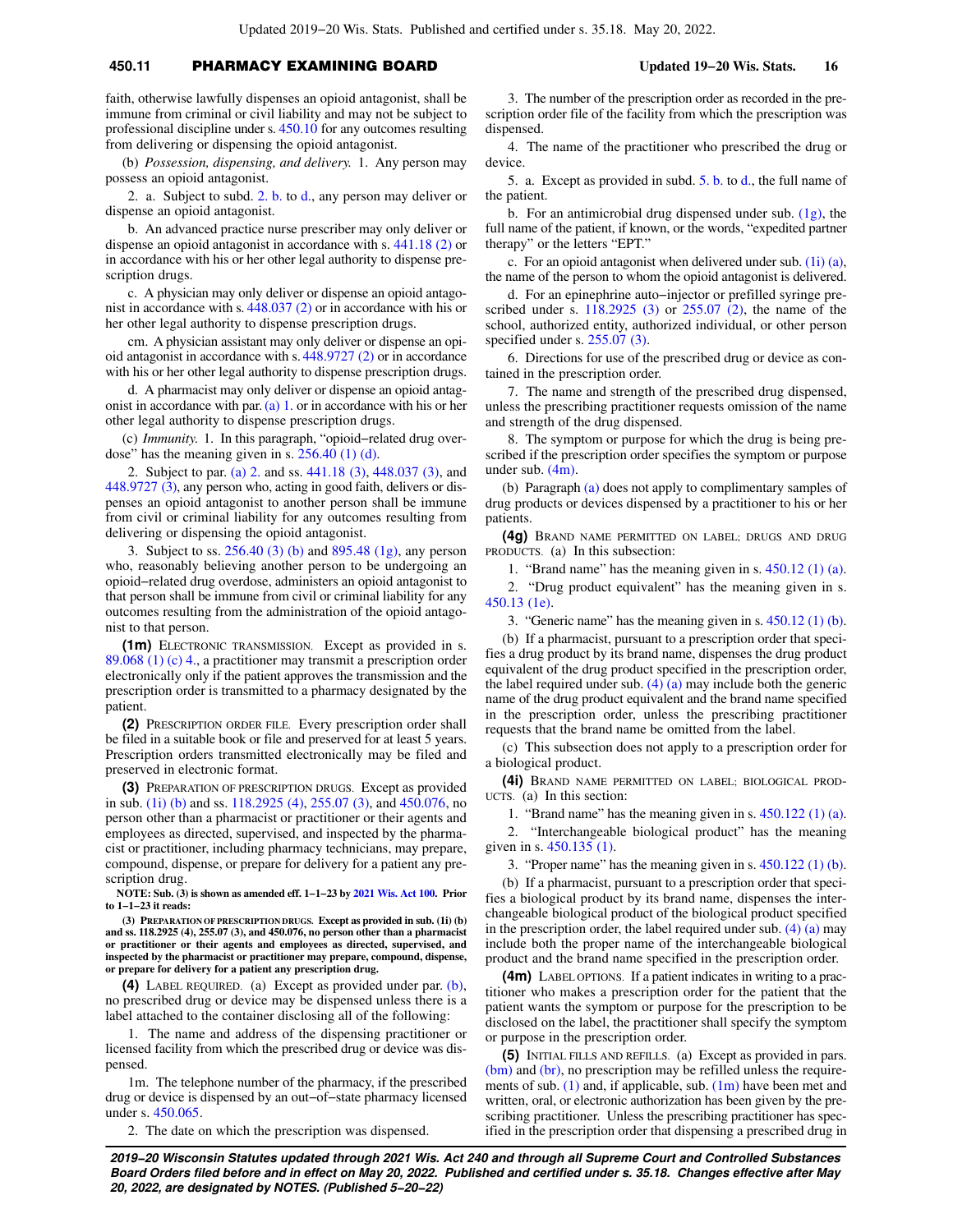faith, otherwise lawfully dispenses an opioid antagonist, shall be immune from criminal or civil liability and may not be subject to professional discipline under s. 450.10 for any outcomes resulting from delivering or dispensing the opioid antagonist.

(b) *Possession, dispensing, and delivery.* 1. Any person may possess an opioid antagonist.

2. a. Subject to subd. 2. b. to d., any person may deliver or dispense an opioid antagonist.

b. An advanced practice nurse prescriber may only deliver or dispense an opioid antagonist in accordance with s. 441.18 (2) or in accordance with his or her other legal authority to dispense prescription drugs.

c. A physician may only deliver or dispense an opioid antagonist in accordance with s. 448.037 (2) or in accordance with his or her other legal authority to dispense prescription drugs.

cm. A physician assistant may only deliver or dispense an opioid antagonist in accordance with s. 448.9727 (2) or in accordance with his or her other legal authority to dispense prescription drugs.

d. A pharmacist may only deliver or dispense an opioid antagonist in accordance with par. (a) 1. or in accordance with his or her other legal authority to dispense prescription drugs.

(c) *Immunity.* 1. In this paragraph, "opioid-related drug overdose" has the meaning given in s. 256.40 (1) (d).

2. Subject to par. (a) 2. and ss. 441.18 (3), 448.037 (3), and 448.9727 (3), any person who, acting in good faith, delivers or dispenses an opioid antagonist to another person shall be immune from civil or criminal liability for any outcomes resulting from delivering or dispensing the opioid antagonist.

3. Subject to ss. 256.40 (3) (b) and 895.48 (1g), any person who, reasonably believing another person to be undergoing an opioid-related drug overdose, administers an opioid antagonist to that person shall be immune from civil or criminal liability for any outcomes resulting from the administration of the opioid antagonist to that person.

**(1m)** ELECTRONIC TRANSMISSION. Except as provided in s. 89.068 (1) (c) 4., a practitioner may transmit a prescription order electronically only if the patient approves the transmission and the prescription order is transmitted to a pharmacy designated by the patient.

**(2)** PRESCRIPTION ORDER FILE. Every prescription order shall be filed in a suitable book or file and preserved for at least 5 years. Prescription orders transmitted electronically may be filed and preserved in electronic format.

**(3)** PREPARATION OF PRESCRIPTION DRUGS. Except as provided in sub. (1i) (b) and ss. 118.2925 (4), 255.07 (3), and 450.076, no person other than a pharmacist or practitioner or their agents and employees as directed, supervised, and inspected by the pharmacist or practitioner, including pharmacy technicians, may prepare, compound, dispense, or prepare for delivery for a patient any prescription drug.

**NOTE: Sub. (3) is shown as amended eff. 1-1-23 by 2021 Wis. Act 100. Prior to 1-1-23 it reads:**

**(3) PREPARATION OF PRESCRIPTION DRUGS. Except as provided in sub. (1i) (b) and ss. 118.2925 (4), 255.07 (3), and 450.076, no person other than a pharmacist or practitioner or their agents and employees as directed, supervised, and inspected by the pharmacist or practitioner may prepare, compound, dispense, or prepare for delivery for a patient any prescription drug.**

**(4)** LABEL REQUIRED. (a) Except as provided under par. (b), no prescribed drug or device may be dispensed unless there is a label attached to the container disclosing all of the following:

1. The name and address of the dispensing practitioner or licensed facility from which the prescribed drug or device was dispensed.

1m. The telephone number of the pharmacy, if the prescribed drug or device is dispensed by an out-of-state pharmacy licensed under s. 450.065.

2. The date on which the prescription was dispensed.

3. The number of the prescription order as recorded in the prescription order file of the facility from which the prescription was dispensed.

4. The name of the practitioner who prescribed the drug or device.

5. a. Except as provided in subd. 5. b. to d., the full name of the patient.

b. For an antimicrobial drug dispensed under sub. (1g), the full name of the patient, if known, or the words, "expedited partner therapy" or the letters "EPT."

c. For an opioid antagonist when delivered under sub. (1i) (a), the name of the person to whom the opioid antagonist is delivered.

d. For an epinephrine auto-injector or prefilled syringe prescribed under s. 118.2925 (3) or 255.07 (2), the name of the school, authorized entity, authorized individual, or other person specified under s. 255.07 (3).

6. Directions for use of the prescribed drug or device as contained in the prescription order.

7. The name and strength of the prescribed drug dispensed, unless the prescribing practitioner requests omission of the name and strength of the drug dispensed.

8. The symptom or purpose for which the drug is being prescribed if the prescription order specifies the symptom or purpose under sub. (4m).

(b) Paragraph (a) does not apply to complimentary samples of drug products or devices dispensed by a practitioner to his or her patients.

**(4g)** BRAND NAME PERMITTED ON LABEL; DRUGS AND DRUG PRODUCTS. (a) In this subsection:

1. "Brand name" has the meaning given in s. 450.12 (1) (a).

2. "Drug product equivalent" has the meaning given in s. 450.13 (1e).

3. "Generic name" has the meaning given in s. 450.12 (1) (b).

(b) If a pharmacist, pursuant to a prescription order that specifies a drug product by its brand name, dispenses the drug product equivalent of the drug product specified in the prescription order, the label required under sub. (4) (a) may include both the generic name of the drug product equivalent and the brand name specified in the prescription order, unless the prescribing practitioner requests that the brand name be omitted from the label.

(c) This subsection does not apply to a prescription order for a biological product.

**(4i)** BRAND NAME PERMITTED ON LABEL; BIOLOGICAL PRODUCTS. (a) In this section:

1. "Brand name" has the meaning given in s. 450.122 (1) (a).

2. "Interchangeable biological product" has the meaning given in s. 450.135 (1).

3. "Proper name" has the meaning given in s. 450.122 (1) (b).

(b) If a pharmacist, pursuant to a prescription order that specifies a biological product by its brand name, dispenses the interchangeable biological product of the biological product specified in the prescription order, the label required under sub. (4) (a) may include both the proper name of the interchangeable biological product and the brand name specified in the prescription order.

**(4m)** LABEL OPTIONS. If a patient indicates in writing to a practitioner who makes a prescription order for the patient that the patient wants the symptom or purpose for the prescription to be disclosed on the label, the practitioner shall specify the symptom or purpose in the prescription order.

**(5)** INITIAL FILLS AND REFILLS. (a) Except as provided in pars. (bm) and (br), no prescription may be refilled unless the requirements of sub. (1) and, if applicable, sub. (1m) have been met and written, oral, or electronic authorization has been given by the prescribing practitioner. Unless the prescribing practitioner has specified in the prescription order that dispensing a prescribed drug in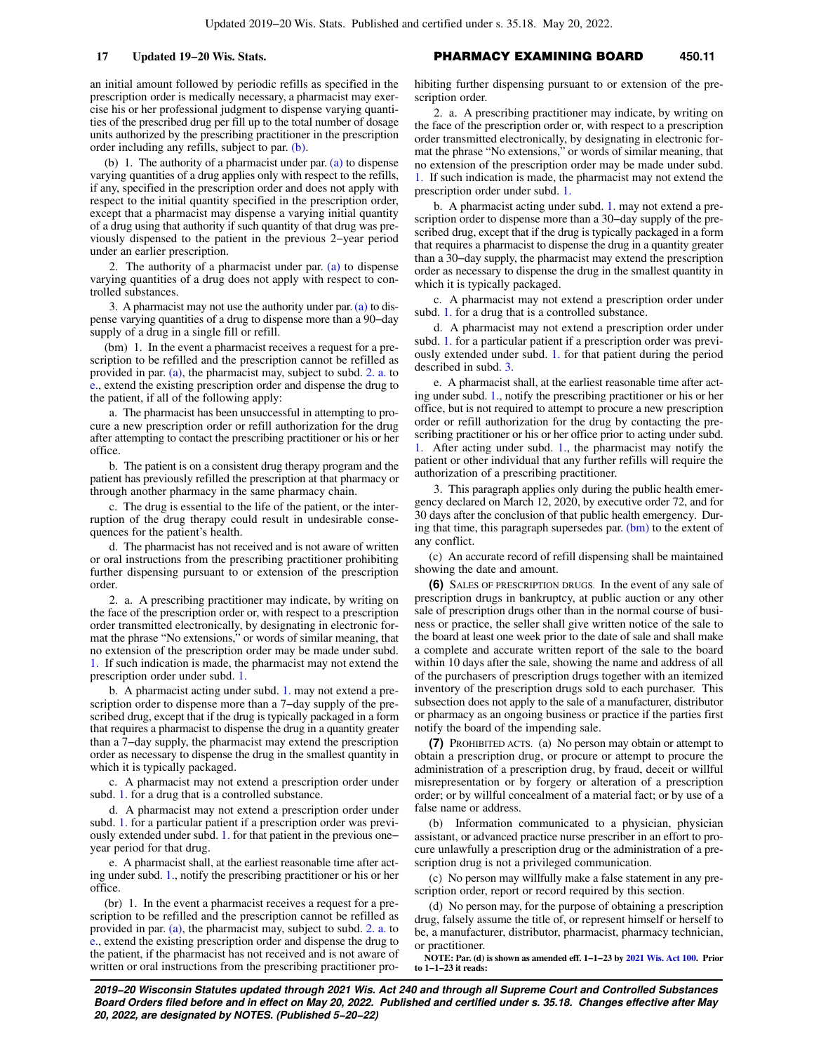an initial amount followed by periodic refills as specified in the prescription order is medically necessary, a pharmacist may exercise his or her professional judgment to dispense varying quantities of the prescribed drug per fill up to the total number of dosage units authorized by the prescribing practitioner in the prescription order including any refills, subject to par. (b).

(b) 1. The authority of a pharmacist under par. (a) to dispense varying quantities of a drug applies only with respect to the refills, if any, specified in the prescription order and does not apply with respect to the initial quantity specified in the prescription order, except that a pharmacist may dispense a varying initial quantity of a drug using that authority if such quantity of that drug was previously dispensed to the patient in the previous 2−year period under an earlier prescription.

2. The authority of a pharmacist under par. (a) to dispense varying quantities of a drug does not apply with respect to controlled substances.

3. A pharmacist may not use the authority under par. (a) to dispense varying quantities of a drug to dispense more than a 90−day supply of a drug in a single fill or refill.

(bm) 1. In the event a pharmacist receives a request for a prescription to be refilled and the prescription cannot be refilled as provided in par. (a), the pharmacist may, subject to subd. 2. a. to e., extend the existing prescription order and dispense the drug to the patient, if all of the following apply:

a. The pharmacist has been unsuccessful in attempting to procure a new prescription order or refill authorization for the drug after attempting to contact the prescribing practitioner or his or her office.

b. The patient is on a consistent drug therapy program and the patient has previously refilled the prescription at that pharmacy or through another pharmacy in the same pharmacy chain.

c. The drug is essential to the life of the patient, or the interruption of the drug therapy could result in undesirable consequences for the patient's health.

d. The pharmacist has not received and is not aware of written or oral instructions from the prescribing practitioner prohibiting further dispensing pursuant to or extension of the prescription order.

2. a. A prescribing practitioner may indicate, by writing on the face of the prescription order or, with respect to a prescription order transmitted electronically, by designating in electronic format the phrase "No extensions," or words of similar meaning, that no extension of the prescription order may be made under subd. 1. If such indication is made, the pharmacist may not extend the prescription order under subd. 1.

b. A pharmacist acting under subd. 1. may not extend a prescription order to dispense more than a 7−day supply of the prescribed drug, except that if the drug is typically packaged in a form that requires a pharmacist to dispense the drug in a quantity greater than a 7−day supply, the pharmacist may extend the prescription order as necessary to dispense the drug in the smallest quantity in which it is typically packaged.

c. A pharmacist may not extend a prescription order under subd. 1. for a drug that is a controlled substance.

d. A pharmacist may not extend a prescription order under subd. 1. for a particular patient if a prescription order was previously extended under subd. 1. for that patient in the previous one−year period for that drug.

e. A pharmacist shall, at the earliest reasonable time after acting under subd. 1., notify the prescribing practitioner or his or her office.

(br) 1. In the event a pharmacist receives a request for a prescription to be refilled and the prescription cannot be refilled as provided in par. (a), the pharmacist may, subject to subd. 2. a. to e., extend the existing prescription order and dispense the drug to the patient, if the pharmacist has not received and is not aware of written or oral instructions from the prescribing practitioner prohibiting further dispensing pursuant to or extension of the prescription order.

2. a. A prescribing practitioner may indicate, by writing on the face of the prescription order or, with respect to a prescription order transmitted electronically, by designating in electronic format the phrase "No extensions," or words of similar meaning, that no extension of the prescription order may be made under subd. 1. If such indication is made, the pharmacist may not extend the prescription order under subd. 1.

b. A pharmacist acting under subd. 1. may not extend a prescription order to dispense more than a 30−day supply of the prescribed drug, except that if the drug is typically packaged in a form that requires a pharmacist to dispense the drug in a quantity greater than a 30−day supply, the pharmacist may extend the prescription order as necessary to dispense the drug in the smallest quantity in which it is typically packaged.

c. A pharmacist may not extend a prescription order under subd. 1. for a drug that is a controlled substance.

d. A pharmacist may not extend a prescription order under subd. 1. for a particular patient if a prescription order was previously extended under subd. 1. for that patient during the period described in subd. 3.

e. A pharmacist shall, at the earliest reasonable time after acting under subd. 1., notify the prescribing practitioner or his or her office, but is not required to attempt to procure a new prescription order or refill authorization for the drug by contacting the prescribing practitioner or his or her office prior to acting under subd. 1. After acting under subd. 1., the pharmacist may notify the patient or other individual that any further refills will require the authorization of a prescribing practitioner.

3. This paragraph applies only during the public health emergency declared on March 12, 2020, by executive order 72, and for 30 days after the conclusion of that public health emergency. During that time, this paragraph supersedes par. (bm) to the extent of any conflict.

(c) An accurate record of refill dispensing shall be maintained showing the date and amount.

**(6)** SALES OF PRESCRIPTION DRUGS. In the event of any sale of prescription drugs in bankruptcy, at public auction or any other sale of prescription drugs other than in the normal course of business or practice, the seller shall give written notice of the sale to the board at least one week prior to the date of sale and shall make a complete and accurate written report of the sale to the board within 10 days after the sale, showing the name and address of all of the purchasers of prescription drugs together with an itemized inventory of the prescription drugs sold to each purchaser. This subsection does not apply to the sale of a manufacturer, distributor or pharmacy as an ongoing business or practice if the parties first notify the board of the impending sale.

**(7)** PROHIBITED ACTS. (a) No person may obtain or attempt to obtain a prescription drug, or procure or attempt to procure the administration of a prescription drug, by fraud, deceit or willful misrepresentation or by forgery or alteration of a prescription order; or by willful concealment of a material fact; or by use of a false name or address.

(b) Information communicated to a physician, physician assistant, or advanced practice nurse prescriber in an effort to procure unlawfully a prescription drug or the administration of a prescription drug is not a privileged communication.

(c) No person may willfully make a false statement in any prescription order, report or record required by this section.

(d) No person may, for the purpose of obtaining a prescription drug, falsely assume the title of, or represent himself or herself to be, a manufacturer, distributor, pharmacist, pharmacy technician, or practitioner.

**NOTE: Par. (d) is shown as amended eff. 1−1−23 by 2021 Wis. Act 100. Prior to 1−1−23 it reads:**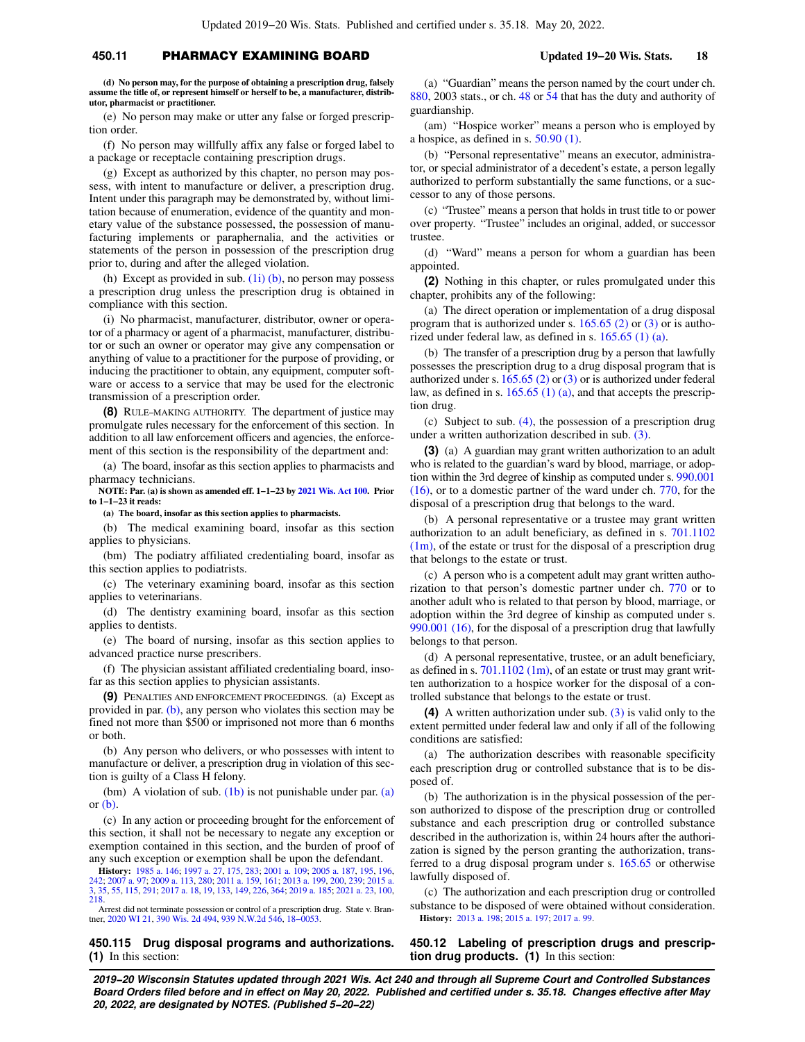**(d) No person may, for the purpose of obtaining a prescription drug, falsely assume the title of, or represent himself or herself to be, a manufacturer, distributor, pharmacist or practitioner.**

(e) No person may make or utter any false or forged prescription order.

(f) No person may willfully affix any false or forged label to a package or receptacle containing prescription drugs.

(g) Except as authorized by this chapter, no person may possess, with intent to manufacture or deliver, a prescription drug. Intent under this paragraph may be demonstrated by, without limitation because of enumeration, evidence of the quantity and monetary value of the substance possessed, the possession of manufacturing implements or paraphernalia, and the activities or statements of the person in possession of the prescription drug prior to, during and after the alleged violation.

(h) Except as provided in sub. (1i) (b), no person may possess a prescription drug unless the prescription drug is obtained in compliance with this section.

(i) No pharmacist, manufacturer, distributor, owner or operator of a pharmacy or agent of a pharmacist, manufacturer, distributor or such an owner or operator may give any compensation or anything of value to a practitioner for the purpose of providing, or inducing the practitioner to obtain, any equipment, computer software or access to a service that may be used for the electronic transmission of a prescription order.

**(8)** RULE-MAKING AUTHORITY. The department of justice may promulgate rules necessary for the enforcement of this section. In addition to all law enforcement officers and agencies, the enforcement of this section is the responsibility of the department and:

(a) The board, insofar as this section applies to pharmacists and pharmacy technicians.

**NOTE: Par. (a) is shown as amended eff. 1-1-23 by 2021 Wis. Act 100. Prior to 1-1-23 it reads:**

**(a) The board, insofar as this section applies to pharmacists.**

(b) The medical examining board, insofar as this section applies to physicians.

(bm) The podiatry affiliated credentialing board, insofar as this section applies to podiatrists.

(c) The veterinary examining board, insofar as this section applies to veterinarians.

(d) The dentistry examining board, insofar as this section applies to dentists.

(e) The board of nursing, insofar as this section applies to advanced practice nurse prescribers.

(f) The physician assistant affiliated credentialing board, insofar as this section applies to physician assistants.

**(9)** PENALTIES AND ENFORCEMENT PROCEEDINGS. (a) Except as provided in par. (b), any person who violates this section may be fined not more than $500 or imprisoned not more than 6 months or both.

(b) Any person who delivers, or who possesses with intent to manufacture or deliver, a prescription drug in violation of this section is guilty of a Class H felony.

(bm) A violation of sub. (1b) is not punishable under par. (a) or (b).

(c) In any action or proceeding brought for the enforcement of this section, it shall not be necessary to negate any exception or exemption contained in this section, and the burden of proof of any such exception or exemption shall be upon the defendant.

**History:** 1985 a. 146; 1997 a. 27, 175, 283; 2001 a. 109; 2005 a. 187, 195, 196, 242; 2007 a. 97; 2009 a. 113, 280; 2011 a. 159, 161; 2013 a. 199, 200, 239; 2015 a. 3, 35, 55, 115, 291; 2017 a. 18, 19, 133, 149, 226, 364; 2019 a. 185; 2021 a. 23, 100, 218.

Arrest did not terminate possession or control of a prescription drug. State v. Brantner, 2020 WI 21, 390 Wis. 2d 494, 939 N.W.2d 546, 18-0053.

## 450.115 Drug disposal programs and authorizations.

**(1)** In this section:

(a) "Guardian" means the person named by the court under ch. 880, 2003 stats., or ch. 48 or 54 that has the duty and authority of guardianship.

(am) "Hospice worker" means a person who is employed by a hospice, as defined in s. 50.90 (1).

(b) "Personal representative" means an executor, administrator, or special administrator of a decedent's estate, a person legally authorized to perform substantially the same functions, or a successor to any of those persons.

(c) "Trustee" means a person that holds in trust title to or power over property. "Trustee" includes an original, added, or successor trustee.

(d) "Ward" means a person for whom a guardian has been appointed.

**(2)** Nothing in this chapter, or rules promulgated under this chapter, prohibits any of the following:

(a) The direct operation or implementation of a drug disposal program that is authorized under s. 165.65 (2) or (3) or is authorized under federal law, as defined in s. 165.65 (1) (a).

(b) The transfer of a prescription drug by a person that lawfully possesses the prescription drug to a drug disposal program that is authorized under s. 165.65 (2) or (3) or is authorized under federal law, as defined in s. 165.65 (1) (a), and that accepts the prescription drug.

(c) Subject to sub. (4), the possession of a prescription drug under a written authorization described in sub. (3).

**(3)** (a) A guardian may grant written authorization to an adult who is related to the guardian's ward by blood, marriage, or adoption within the 3rd degree of kinship as computed under s. 990.001 (16), or to a domestic partner of the ward under ch. 770, for the disposal of a prescription drug that belongs to the ward.

(b) A personal representative or a trustee may grant written authorization to an adult beneficiary, as defined in s. 701.1102 (1m), of the estate or trust for the disposal of a prescription drug that belongs to the estate or trust.

(c) A person who is a competent adult may grant written authorization to that person's domestic partner under ch. 770 or to another adult who is related to that person by blood, marriage, or adoption within the 3rd degree of kinship as computed under s. 990.001 (16), for the disposal of a prescription drug that lawfully belongs to that person.

(d) A personal representative, trustee, or an adult beneficiary, as defined in s. 701.1102 (1m), of an estate or trust may grant written authorization to a hospice worker for the disposal of a controlled substance that belongs to the estate or trust.

**(4)** A written authorization under sub. (3) is valid only to the extent permitted under federal law and only if all of the following conditions are satisfied:

(a) The authorization describes with reasonable specificity each prescription drug or controlled substance that is to be disposed of.

(b) The authorization is in the physical possession of the person authorized to dispose of the prescription drug or controlled substance and each prescription drug or controlled substance described in the authorization is, within 24 hours after the authorization is signed by the person granting the authorization, transferred to a drug disposal program under s. 165.65 or otherwise lawfully disposed of.

(c) The authorization and each prescription drug or controlled substance to be disposed of were obtained without consideration.

**History:** 2013 a. 198; 2015 a. 197; 2017 a. 99.

## 450.12 Labeling of prescription drugs and prescription drug products.

**(1)** In this section: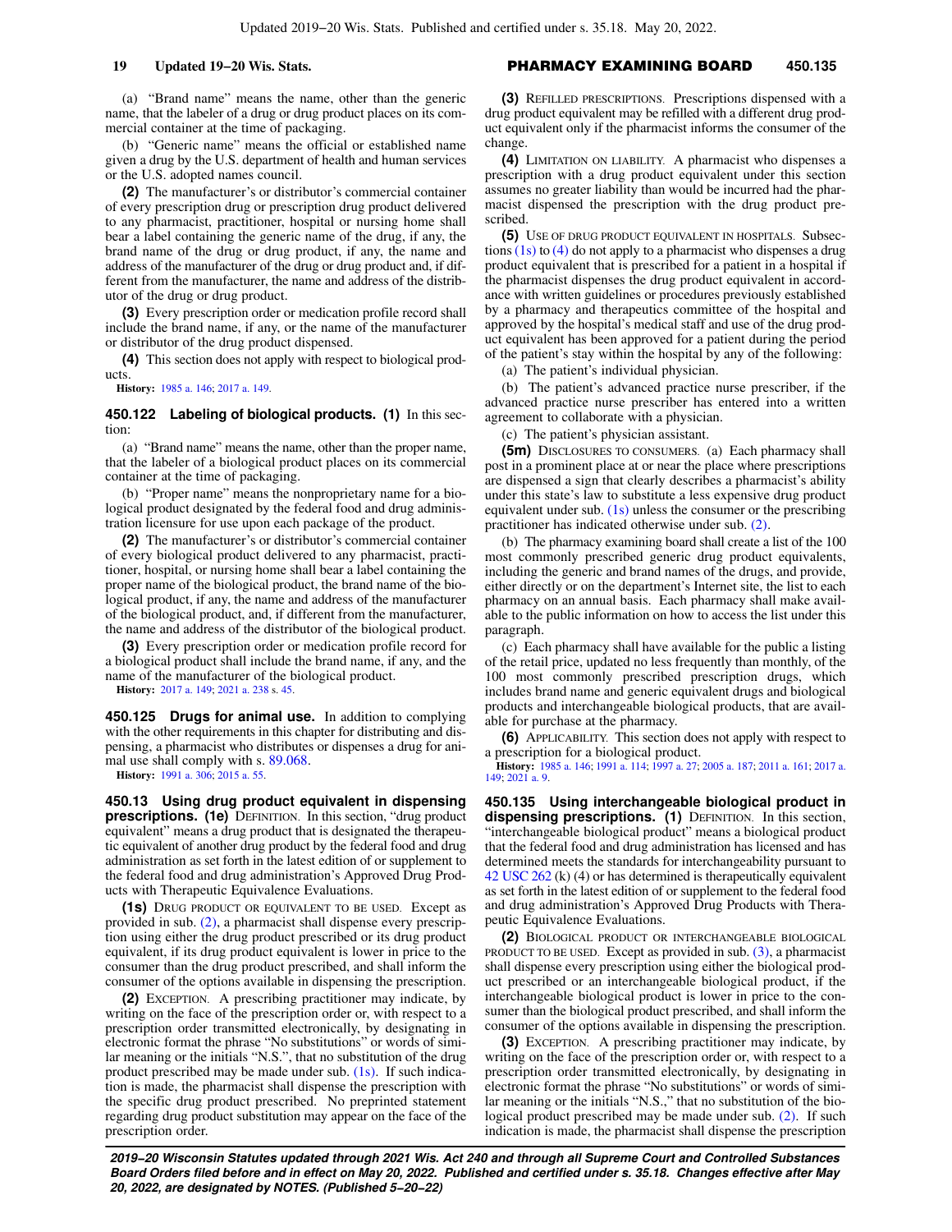(a) "Brand name" means the name, other than the generic name, that the labeler of a drug or drug product places on its commercial container at the time of packaging.

(b) "Generic name" means the official or established name given a drug by the U.S. department of health and human services or the U.S. adopted names council.

**(2)** The manufacturer's or distributor's commercial container of every prescription drug or prescription drug product delivered to any pharmacist, practitioner, hospital or nursing home shall bear a label containing the generic name of the drug, if any, the brand name of the drug or drug product, if any, the name and address of the manufacturer of the drug or drug product and, if different from the manufacturer, the name and address of the distributor of the drug or drug product.

**(3)** Every prescription order or medication profile record shall include the brand name, if any, or the name of the manufacturer or distributor of the drug product dispensed.

**(4)** This section does not apply with respect to biological products.

**History:** 1985 a. 146; 2017 a. 149.

**450.122 Labeling of biological products. (1)** In this section:

(a) "Brand name" means the name, other than the proper name, that the labeler of a biological product places on its commercial container at the time of packaging.

(b) "Proper name" means the nonproprietary name for a biological product designated by the federal food and drug administration licensure for use upon each package of the product.

**(2)** The manufacturer's or distributor's commercial container of every biological product delivered to any pharmacist, practitioner, hospital, or nursing home shall bear a label containing the proper name of the biological product, the brand name of the biological product, if any, the name and address of the manufacturer of the biological product, and, if different from the manufacturer, the name and address of the distributor of the biological product.

**(3)** Every prescription order or medication profile record for a biological product shall include the brand name, if any, and the name of the manufacturer of the biological product.

**History:** 2017 a. 149; 2021 a. 238 s. 45.

**450.125 Drugs for animal use.** In addition to complying with the other requirements in this chapter for distributing and dispensing, a pharmacist who distributes or dispenses a drug for animal use shall comply with s. 89.068.

**History:** 1991 a. 306; 2015 a. 55.

**450.13 Using drug product equivalent in dispensing prescriptions. (1e)** DEFINITION. In this section, "drug product equivalent" means a drug product that is designated the therapeutic equivalent of another drug product by the federal food and drug administration as set forth in the latest edition of or supplement to the federal food and drug administration's Approved Drug Products with Therapeutic Equivalence Evaluations.

**(1s)** DRUG PRODUCT OR EQUIVALENT TO BE USED. Except as provided in sub. (2), a pharmacist shall dispense every prescription using either the drug product prescribed or its drug product equivalent, if its drug product equivalent is lower in price to the consumer than the drug product prescribed, and shall inform the consumer of the options available in dispensing the prescription.

**(2)** EXCEPTION. A prescribing practitioner may indicate, by writing on the face of the prescription order or, with respect to a prescription order transmitted electronically, by designating in electronic format the phrase "No substitutions" or words of similar meaning or the initials "N.S.", that no substitution of the drug product prescribed may be made under sub. (1s). If such indication is made, the pharmacist shall dispense the prescription with the specific drug product prescribed. No preprinted statement regarding drug product substitution may appear on the face of the prescription order.

**(3)** REFILLED PRESCRIPTIONS. Prescriptions dispensed with a drug product equivalent may be refilled with a different drug product equivalent only if the pharmacist informs the consumer of the change.

**(4)** LIMITATION ON LIABILITY. A pharmacist who dispenses a prescription with a drug product equivalent under this section assumes no greater liability than would be incurred had the pharmacist dispensed the prescription with the drug product prescribed.

**(5)** USE OF DRUG PRODUCT EQUIVALENT IN HOSPITALS. Subsections (1s) to (4) do not apply to a pharmacist who dispenses a drug product equivalent that is prescribed for a patient in a hospital if the pharmacist dispenses the drug product equivalent in accordance with written guidelines or procedures previously established by a pharmacy and therapeutics committee of the hospital and approved by the hospital's medical staff and use of the drug product equivalent has been approved for a patient during the period of the patient's stay within the hospital by any of the following:

(a) The patient's individual physician.

(b) The patient's advanced practice nurse prescriber, if the advanced practice nurse prescriber has entered into a written agreement to collaborate with a physician.

(c) The patient's physician assistant.

**(5m)** DISCLOSURES TO CONSUMERS. (a) Each pharmacy shall post in a prominent place at or near the place where prescriptions are dispensed a sign that clearly describes a pharmacist's ability under this state's law to substitute a less expensive drug product equivalent under sub. (1s) unless the consumer or the prescribing practitioner has indicated otherwise under sub. (2).

(b) The pharmacy examining board shall create a list of the 100 most commonly prescribed generic drug product equivalents, including the generic and brand names of the drugs, and provide, either directly or on the department's Internet site, the list to each pharmacy on an annual basis. Each pharmacy shall make available to the public information on how to access the list under this paragraph.

(c) Each pharmacy shall have available for the public a listing of the retail price, updated no less frequently than monthly, of the 100 most commonly prescribed prescription drugs, which includes brand name and generic equivalent drugs and biological products and interchangeable biological products, that are available for purchase at the pharmacy.

**(6)** APPLICABILITY. This section does not apply with respect to a prescription for a biological product.

**History:** 1985 a. 146; 1991 a. 114; 1997 a. 27; 2005 a. 187; 2011 a. 161; 2017 a. 149; 2021 a. 9.

**450.135 Using interchangeable biological product in dispensing prescriptions. (1)** DEFINITION. In this section, "interchangeable biological product" means a biological product that the federal food and drug administration has licensed and has determined meets the standards for interchangeability pursuant to 42 USC 262 (k) (4) or has determined is therapeutically equivalent as set forth in the latest edition of or supplement to the federal food and drug administration's Approved Drug Products with Therapeutic Equivalence Evaluations.

**(2)** BIOLOGICAL PRODUCT OR INTERCHANGEABLE BIOLOGICAL PRODUCT TO BE USED. Except as provided in sub. (3), a pharmacist shall dispense every prescription using either the biological product prescribed or an interchangeable biological product, if the interchangeable biological product is lower in price to the consumer than the biological product prescribed, and shall inform the consumer of the options available in dispensing the prescription.

**(3)** EXCEPTION. A prescribing practitioner may indicate, by writing on the face of the prescription order or, with respect to a prescription order transmitted electronically, by designating in electronic format the phrase "No substitutions" or words of similar meaning or the initials "N.S.," that no substitution of the biological product prescribed may be made under sub. (2). If such indication is made, the pharmacist shall dispense the prescription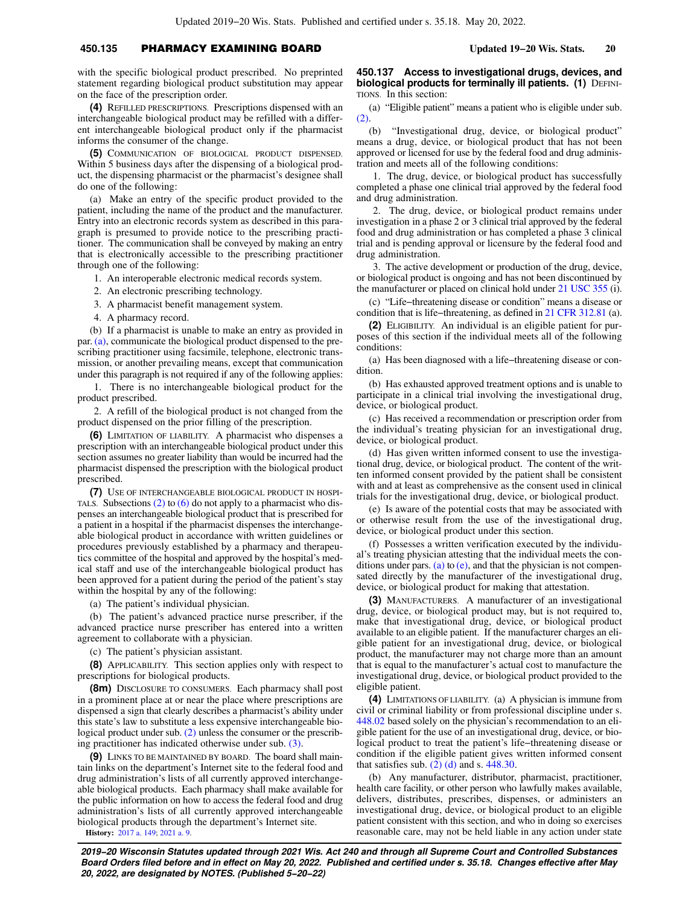with the specific biological product prescribed. No preprinted statement regarding biological product substitution may appear on the face of the prescription order.

**(4)** REFILLED PRESCRIPTIONS. Prescriptions dispensed with an interchangeable biological product may be refilled with a different interchangeable biological product only if the pharmacist informs the consumer of the change.

**(5)** COMMUNICATION OF BIOLOGICAL PRODUCT DISPENSED. Within 5 business days after the dispensing of a biological product, the dispensing pharmacist or the pharmacist's designee shall do one of the following:

(a) Make an entry of the specific product provided to the patient, including the name of the product and the manufacturer. Entry into an electronic records system as described in this paragraph is presumed to provide notice to the prescribing practitioner. The communication shall be conveyed by making an entry that is electronically accessible to the prescribing practitioner through one of the following:

1. An interoperable electronic medical records system.

2. An electronic prescribing technology.

3. A pharmacist benefit management system.

4. A pharmacy record.

(b) If a pharmacist is unable to make an entry as provided in par. (a), communicate the biological product dispensed to the prescribing practitioner using facsimile, telephone, electronic transmission, or another prevailing means, except that communication under this paragraph is not required if any of the following applies:

1. There is no interchangeable biological product for the product prescribed.

2. A refill of the biological product is not changed from the product dispensed on the prior filling of the prescription.

**(6)** LIMITATION OF LIABILITY. A pharmacist who dispenses a prescription with an interchangeable biological product under this section assumes no greater liability than would be incurred had the pharmacist dispensed the prescription with the biological product prescribed.

**(7)** USE OF INTERCHANGEABLE BIOLOGICAL PRODUCT IN HOSPITALS. Subsections (2) to (6) do not apply to a pharmacist who dispenses an interchangeable biological product that is prescribed for a patient in a hospital if the pharmacist dispenses the interchangeable biological product in accordance with written guidelines or procedures previously established by a pharmacy and therapeutics committee of the hospital and approved by the hospital's medical staff and use of the interchangeable biological product has been approved for a patient during the period of the patient's stay within the hospital by any of the following:

(a) The patient's individual physician.

(b) The patient's advanced practice nurse prescriber, if the advanced practice nurse prescriber has entered into a written agreement to collaborate with a physician.

(c) The patient's physician assistant.

**(8)** APPLICABILITY. This section applies only with respect to prescriptions for biological products.

**(8m)** DISCLOSURE TO CONSUMERS. Each pharmacy shall post in a prominent place at or near the place where prescriptions are dispensed a sign that clearly describes a pharmacist's ability under this state's law to substitute a less expensive interchangeable biological product under sub. (2) unless the consumer or the prescribing practitioner has indicated otherwise under sub. (3).

**(9)** LINKS TO BE MAINTAINED BY BOARD. The board shall maintain links on the department's Internet site to the federal food and drug administration's lists of all currently approved interchangeable biological products. Each pharmacy shall make available for the public information on how to access the federal food and drug administration's lists of all currently approved interchangeable biological products through the department's Internet site.

**History:** 2017 a. 149; 2021 a. 9.

**450.137 Access to investigational drugs, devices, and biological products for terminally ill patients. (1)** DEFINITIONS. In this section:

(a) "Eligible patient" means a patient who is eligible under sub. (2).

(b) "Investigational drug, device, or biological product" means a drug, device, or biological product that has not been approved or licensed for use by the federal food and drug administration and meets all of the following conditions:

1. The drug, device, or biological product has successfully completed a phase one clinical trial approved by the federal food and drug administration.

2. The drug, device, or biological product remains under investigation in a phase 2 or 3 clinical trial approved by the federal food and drug administration or has completed a phase 3 clinical trial and is pending approval or licensure by the federal food and drug administration.

3. The active development or production of the drug, device, or biological product is ongoing and has not been discontinued by the manufacturer or placed on clinical hold under 21 USC 355 (i).

(c) "Life-threatening disease or condition" means a disease or condition that is life-threatening, as defined in 21 CFR 312.81 (a).

**(2)** ELIGIBILITY. An individual is an eligible patient for purposes of this section if the individual meets all of the following conditions:

(a) Has been diagnosed with a life-threatening disease or condition.

(b) Has exhausted approved treatment options and is unable to participate in a clinical trial involving the investigational drug, device, or biological product.

(c) Has received a recommendation or prescription order from the individual's treating physician for an investigational drug, device, or biological product.

(d) Has given written informed consent to use the investigational drug, device, or biological product. The content of the written informed consent provided by the patient shall be consistent with and at least as comprehensive as the consent used in clinical trials for the investigational drug, device, or biological product.

(e) Is aware of the potential costs that may be associated with or otherwise result from the use of the investigational drug, device, or biological product under this section.

(f) Possesses a written verification executed by the individual's treating physician attesting that the individual meets the conditions under pars. (a) to (e), and that the physician is not compensated directly by the manufacturer of the investigational drug, device, or biological product for making that attestation.

**(3)** MANUFACTURERS. A manufacturer of an investigational drug, device, or biological product may, but is not required to, make that investigational drug, device, or biological product available to an eligible patient. If the manufacturer charges an eligible patient for an investigational drug, device, or biological product, the manufacturer may not charge more than an amount that is equal to the manufacturer's actual cost to manufacture the investigational drug, device, or biological product provided to the eligible patient.

**(4)** LIMITATIONS OF LIABILITY. (a) A physician is immune from civil or criminal liability or from professional discipline under s. 448.02 based solely on the physician's recommendation to an eligible patient for the use of an investigational drug, device, or biological product to treat the patient's life-threatening disease or condition if the eligible patient gives written informed consent that satisfies sub. (2) (d) and s. 448.30.

(b) Any manufacturer, distributor, pharmacist, practitioner, health care facility, or other person who lawfully makes available, delivers, distributes, prescribes, dispenses, or administers an investigational drug, device, or biological product to an eligible patient consistent with this section, and who in doing so exercises reasonable care, may not be held liable in any action under state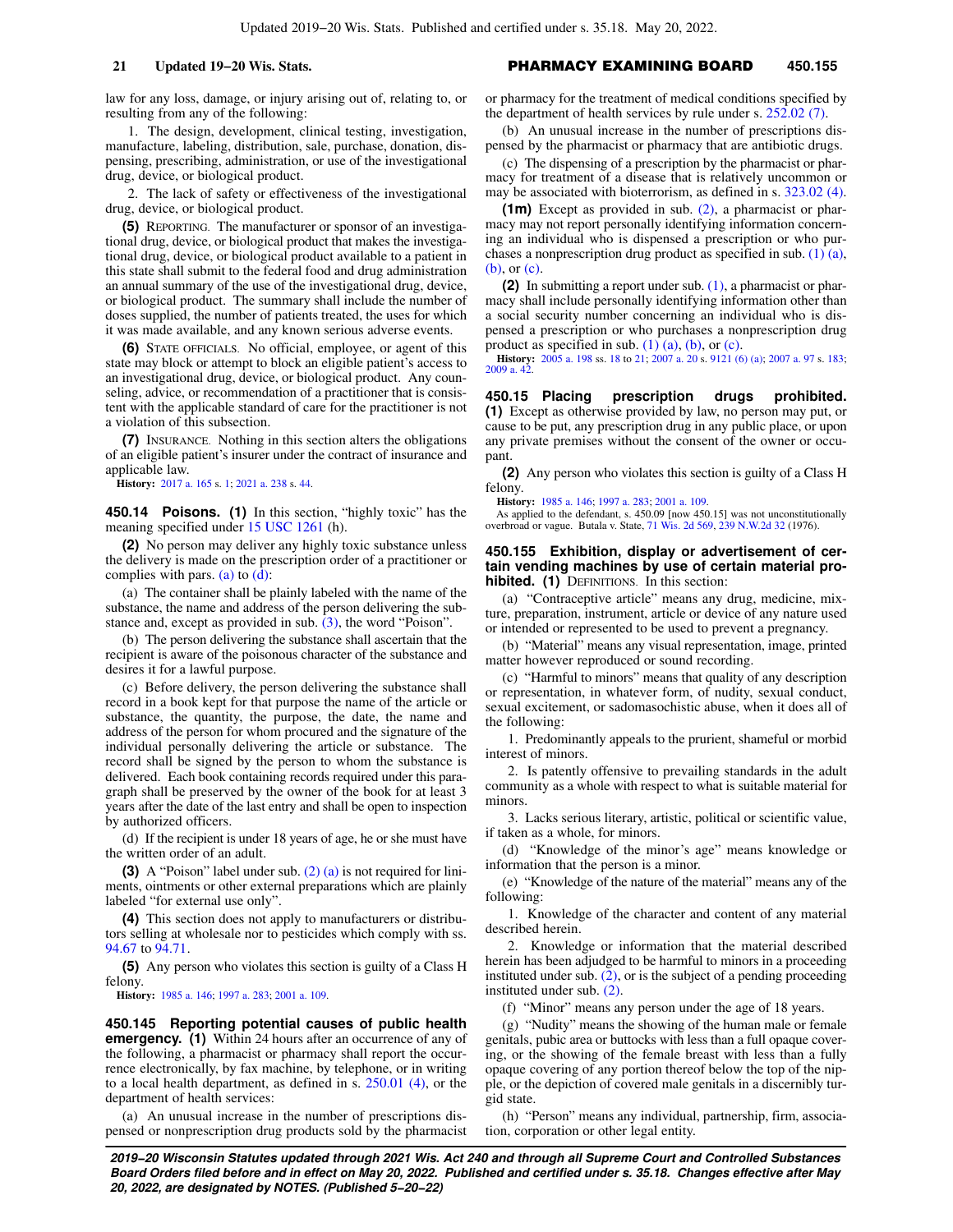law for any loss, damage, or injury arising out of, relating to, or resulting from any of the following:

1. The design, development, clinical testing, investigation, manufacture, labeling, distribution, sale, purchase, donation, dispensing, prescribing, administration, or use of the investigational drug, device, or biological product.

2. The lack of safety or effectiveness of the investigational drug, device, or biological product.

**(5)** REPORTING. The manufacturer or sponsor of an investigational drug, device, or biological product that makes the investigational drug, device, or biological product available to a patient in this state shall submit to the federal food and drug administration an annual summary of the use of the investigational drug, device, or biological product. The summary shall include the number of doses supplied, the number of patients treated, the uses for which it was made available, and any known serious adverse events.

**(6)** STATE OFFICIALS. No official, employee, or agent of this state may block or attempt to block an eligible patient's access to an investigational drug, device, or biological product. Any counseling, advice, or recommendation of a practitioner that is consistent with the applicable standard of care for the practitioner is not a violation of this subsection.

**(7)** INSURANCE. Nothing in this section alters the obligations of an eligible patient's insurer under the contract of insurance and applicable law.

**History:** 2017 a. 165 s. 1; 2021 a. 238 s. 44.

**450.14 Poisons. (1)** In this section, "highly toxic" has the meaning specified under 15 USC 1261 (h).

**(2)** No person may deliver any highly toxic substance unless the delivery is made on the prescription order of a practitioner or complies with pars. (a) to (d):

(a) The container shall be plainly labeled with the name of the substance, the name and address of the person delivering the substance and, except as provided in sub. (3), the word "Poison".

(b) The person delivering the substance shall ascertain that the recipient is aware of the poisonous character of the substance and desires it for a lawful purpose.

(c) Before delivery, the person delivering the substance shall record in a book kept for that purpose the name of the article or substance, the quantity, the purpose, the date, the name and address of the person for whom procured and the signature of the individual personally delivering the article or substance. The record shall be signed by the person to whom the substance is delivered. Each book containing records required under this paragraph shall be preserved by the owner of the book for at least 3 years after the date of the last entry and shall be open to inspection by authorized officers.

(d) If the recipient is under 18 years of age, he or she must have the written order of an adult.

**(3)** A "Poison" label under sub. (2) (a) is not required for liniments, ointments or other external preparations which are plainly labeled "for external use only".

**(4)** This section does not apply to manufacturers or distributors selling at wholesale nor to pesticides which comply with ss. 94.67 to 94.71.

**(5)** Any person who violates this section is guilty of a Class H felony.

**History:** 1985 a. 146; 1997 a. 283; 2001 a. 109.

**450.145 Reporting potential causes of public health emergency. (1)** Within 24 hours after an occurrence of any of the following, a pharmacist or pharmacy shall report the occurrence electronically, by fax machine, by telephone, or in writing to a local health department, as defined in s. 250.01 (4), or the department of health services:

(a) An unusual increase in the number of prescriptions dispensed or nonprescription drug products sold by the pharmacist or pharmacy for the treatment of medical conditions specified by the department of health services by rule under s. 252.02 (7).

(b) An unusual increase in the number of prescriptions dispensed by the pharmacist or pharmacy that are antibiotic drugs.

(c) The dispensing of a prescription by the pharmacist or pharmacy for treatment of a disease that is relatively uncommon or may be associated with bioterrorism, as defined in s. 323.02 (4).

**(1m)** Except as provided in sub. (2), a pharmacist or pharmacy may not report personally identifying information concerning an individual who is dispensed a prescription or who purchases a nonprescription drug product as specified in sub. (1) (a), (b), or (c).

**(2)** In submitting a report under sub. (1), a pharmacist or pharmacy shall include personally identifying information other than a social security number concerning an individual who is dispensed a prescription or who purchases a nonprescription drug product as specified in sub. (1) (a), (b), or (c).

**History:** 2005 a. 198 ss. 18 to 21; 2007 a. 20 s. 9121 (6) (a); 2007 a. 97 s. 183; 2009 a. 42.

**450.15 Placing prescription drugs prohibited. (1)** Except as otherwise provided by law, no person may put, or cause to be put, any prescription drug in any public place, or upon any private premises without the consent of the owner or occupant.

**(2)** Any person who violates this section is guilty of a Class H felony.

**History:** 1985 a. 146; 1997 a. 283; 2001 a. 109.

As applied to the defendant, s. 450.09 [now 450.15] was not unconstitutionally overbroad or vague. Butala v. State, 71 Wis. 2d 569, 239 N.W.2d 32 (1976).

**450.155 Exhibition, display or advertisement of certain vending machines by use of certain material prohibited. (1)** DEFINITIONS. In this section:

(a) "Contraceptive article" means any drug, medicine, mixture, preparation, instrument, article or device of any nature used or intended or represented to be used to prevent a pregnancy.

(b) "Material" means any visual representation, image, printed matter however reproduced or sound recording.

(c) "Harmful to minors" means that quality of any description or representation, in whatever form, of nudity, sexual conduct, sexual excitement, or sadomasochistic abuse, when it does all of the following:

1. Predominantly appeals to the prurient, shameful or morbid interest of minors.

2. Is patently offensive to prevailing standards in the adult community as a whole with respect to what is suitable material for minors.

3. Lacks serious literary, artistic, political or scientific value, if taken as a whole, for minors.

(d) "Knowledge of the minor's age" means knowledge or information that the person is a minor.

(e) "Knowledge of the nature of the material" means any of the following:

1. Knowledge of the character and content of any material described herein.

2. Knowledge or information that the material described herein has been adjudged to be harmful to minors in a proceeding instituted under sub. (2), or is the subject of a pending proceeding instituted under sub. (2).

(f) "Minor" means any person under the age of 18 years.

(g) "Nudity" means the showing of the human male or female genitals, pubic area or buttocks with less than a full opaque covering, or the showing of the female breast with less than a fully opaque covering of any portion thereof below the top of the nipple, or the depiction of covered male genitals in a discernibly turgid state.

(h) "Person" means any individual, partnership, firm, association, corporation or other legal entity.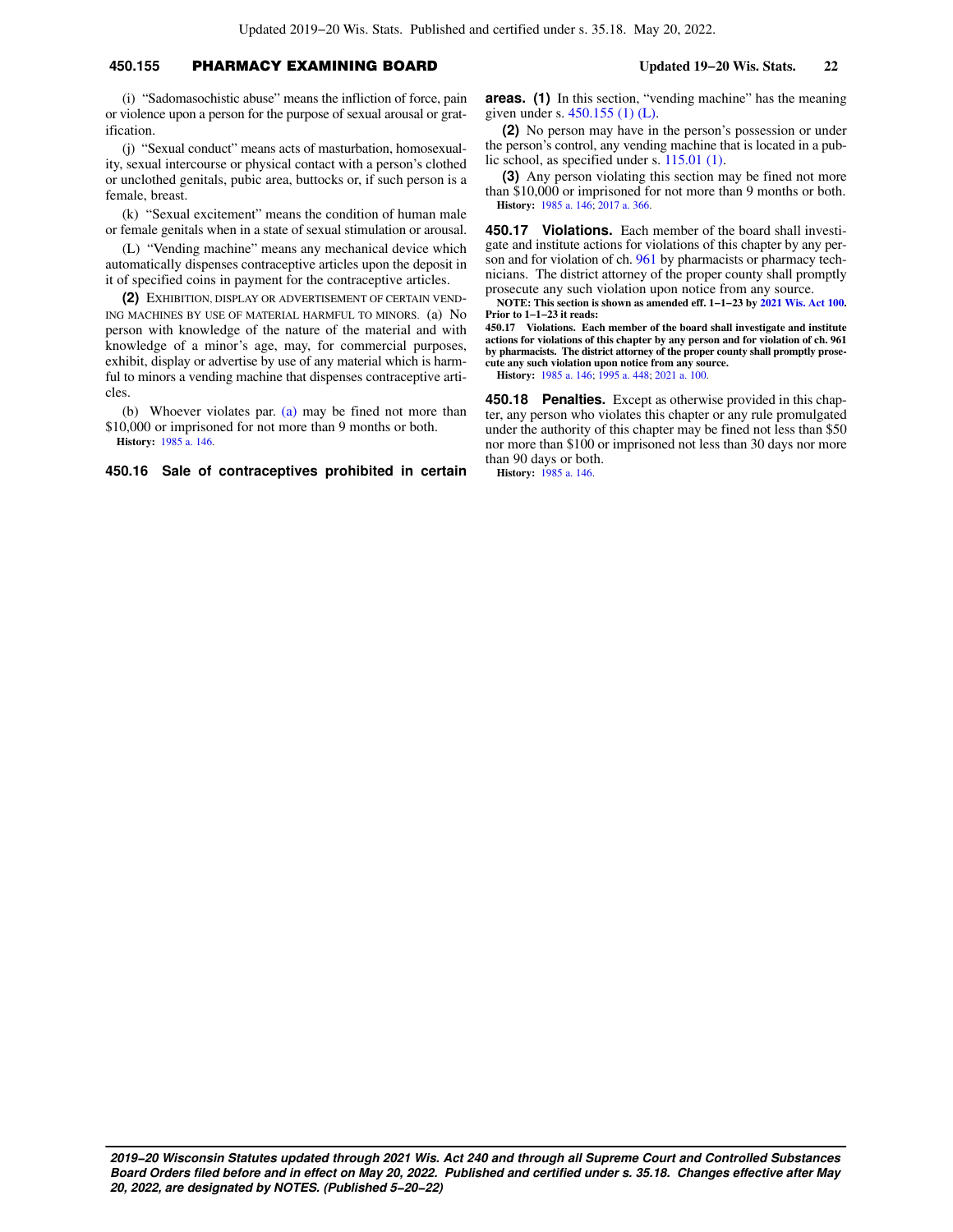(i) "Sadomasochistic abuse" means the infliction of force, pain or violence upon a person for the purpose of sexual arousal or gratification.

(j) "Sexual conduct" means acts of masturbation, homosexuality, sexual intercourse or physical contact with a person's clothed or unclothed genitals, pubic area, buttocks or, if such person is a female, breast.

(k) "Sexual excitement" means the condition of human male or female genitals when in a state of sexual stimulation or arousal.

(L) "Vending machine" means any mechanical device which automatically dispenses contraceptive articles upon the deposit in it of specified coins in payment for the contraceptive articles.

**(2)** EXHIBITION, DISPLAY OR ADVERTISEMENT OF CERTAIN VENDING MACHINES BY USE OF MATERIAL HARMFUL TO MINORS. (a) No person with knowledge of the nature of the material and with knowledge of a minor's age, may, for commercial purposes, exhibit, display or advertise by use of any material which is harmful to minors a vending machine that dispenses contraceptive articles.

(b) Whoever violates par. (a) may be fined not more than $10,000 or imprisoned for not more than 9 months or both.

**History:** 1985 a. 146.

**450.16 Sale of contraceptives prohibited in certain areas.** **(1)** In this section, "vending machine" has the meaning given under s. 450.155 (1) (L).

**(2)** No person may have in the person's possession or under the person's control, any vending machine that is located in a public school, as specified under s. 115.01 (1).

**(3)** Any person violating this section may be fined not more than $10,000 or imprisoned for not more than 9 months or both.

**History:** 1985 a. 146; 2017 a. 366.

**450.17 Violations.** Each member of the board shall investigate and institute actions for violations of this chapter by any person and for violation of ch. 961 by pharmacists or pharmacy technicians. The district attorney of the proper county shall promptly prosecute any such violation upon notice from any source.

**NOTE: This section is shown as amended eff. 1-1-23 by 2021 Wis. Act 100. Prior to 1-1-23 it reads:**

**450.17 Violations. Each member of the board shall investigate and institute actions for violations of this chapter by any person and for violation of ch. 961 by pharmacists. The district attorney of the proper county shall promptly prosecute any such violation upon notice from any source.**

**History:** 1985 a. 146; 1995 a. 448; 2021 a. 100.

**450.18 Penalties.** Except as otherwise provided in this chapter, any person who violates this chapter or any rule promulgated under the authority of this chapter may be fined not less than $50 nor more than $100 or imprisoned not less than 30 days nor more than 90 days or both.

**History:** 1985 a. 146.